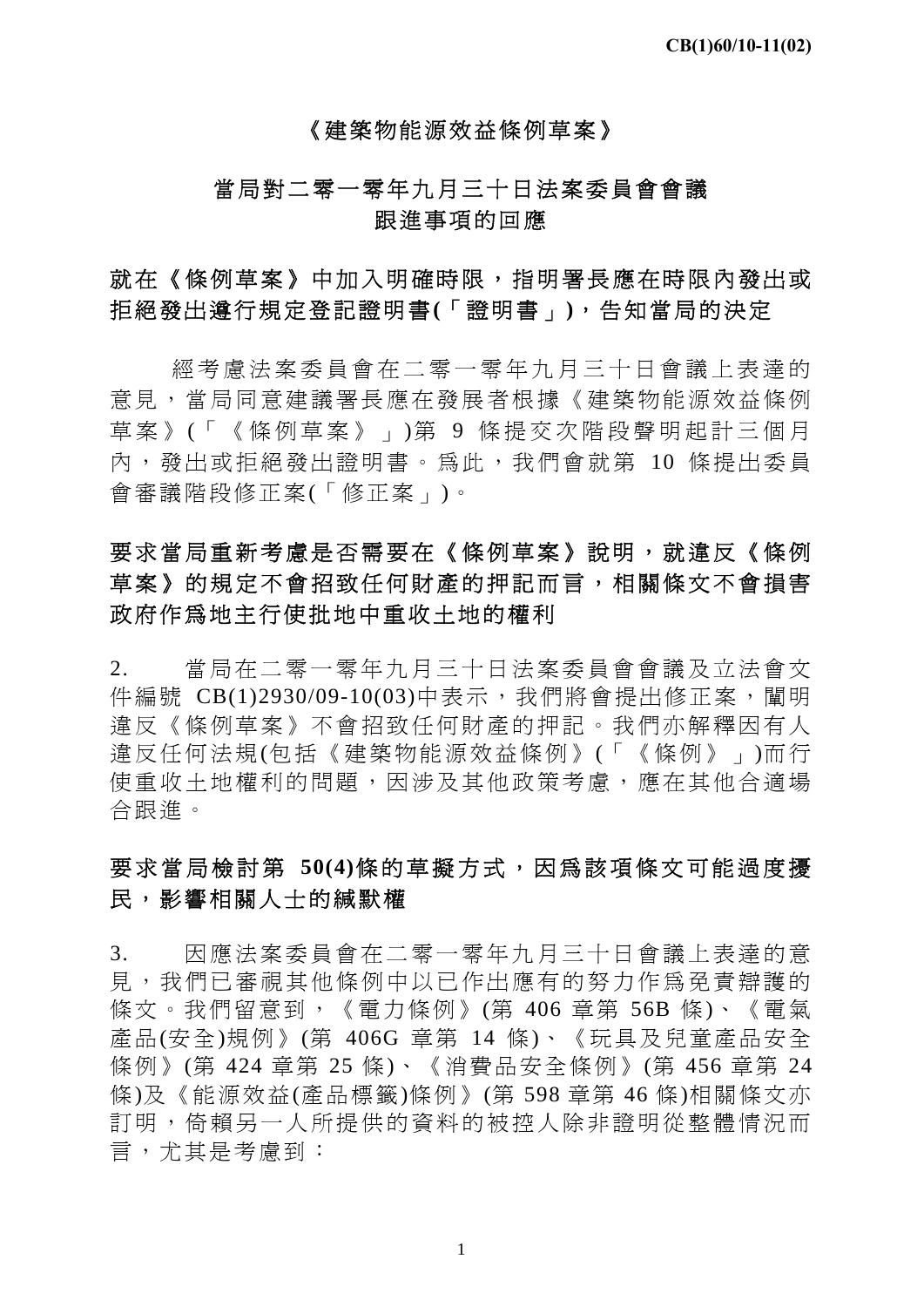CB(1)60/10-11(02)

# 《建築物能源效益條例草案》

## 當局對二零一零年九月三十日法案委員會會議
## 跟進事項的回應

### 就在《條例草案》中加入明確時限，指明署長應在時限內發出或拒絕發出遵行規定登記證明書(「證明書」)，告知當局的決定

經考慮法案委員會在二零一零年九月三十日會議上表達的意見，當局同意建議署長應在發展者根據《建築物能源效益條例草案》(「《條例草案》」)第 9 條提交次階段聲明起計三個月內，發出或拒絕發出證明書。爲此，我們會就第 10 條提出委員會審議階段修正案(「修正案」)。

### 要求當局重新考慮是否需要在《條例草案》說明，就違反《條例草案》的規定不會招致任何財產的押記而言，相關條文不會損害政府作爲地主行使批地中重收土地的權利

2. 當局在二零一零年九月三十日法案委員會會議及立法會文件編號 CB(1)2930/09-10(03)中表示，我們將會提出修正案，闡明違反《條例草案》不會招致任何財產的押記。我們亦解釋因有人違反任何法規(包括《建築物能源效益條例》(「《條例》」)而行使重收土地權利的問題，因涉及其他政策考慮，應在其他合適場合跟進。

### 要求當局檢討第 50(4)條的草擬方式，因爲該項條文可能過度擾民，影響相關人士的緘默權

3. 因應法案委員會在二零一零年九月三十日會議上表達的意見，我們已審視其他條例中以已作出應有的努力作爲免責辯護的條文。我們留意到，《電力條例》(第 406 章第 56B 條)、《電氣產品(安全)規例》(第 406G 章第 14 條)、《玩具及兒童產品安全條例》(第 424 章第 25 條)、《消費品安全條例》(第 456 章第 24 條)及《能源效益(產品標籤)條例》(第 598 章第 46 條)相關條文亦訂明，倚賴另一人所提供的資料的被控人除非證明從整體情況而言，尤其是考慮到：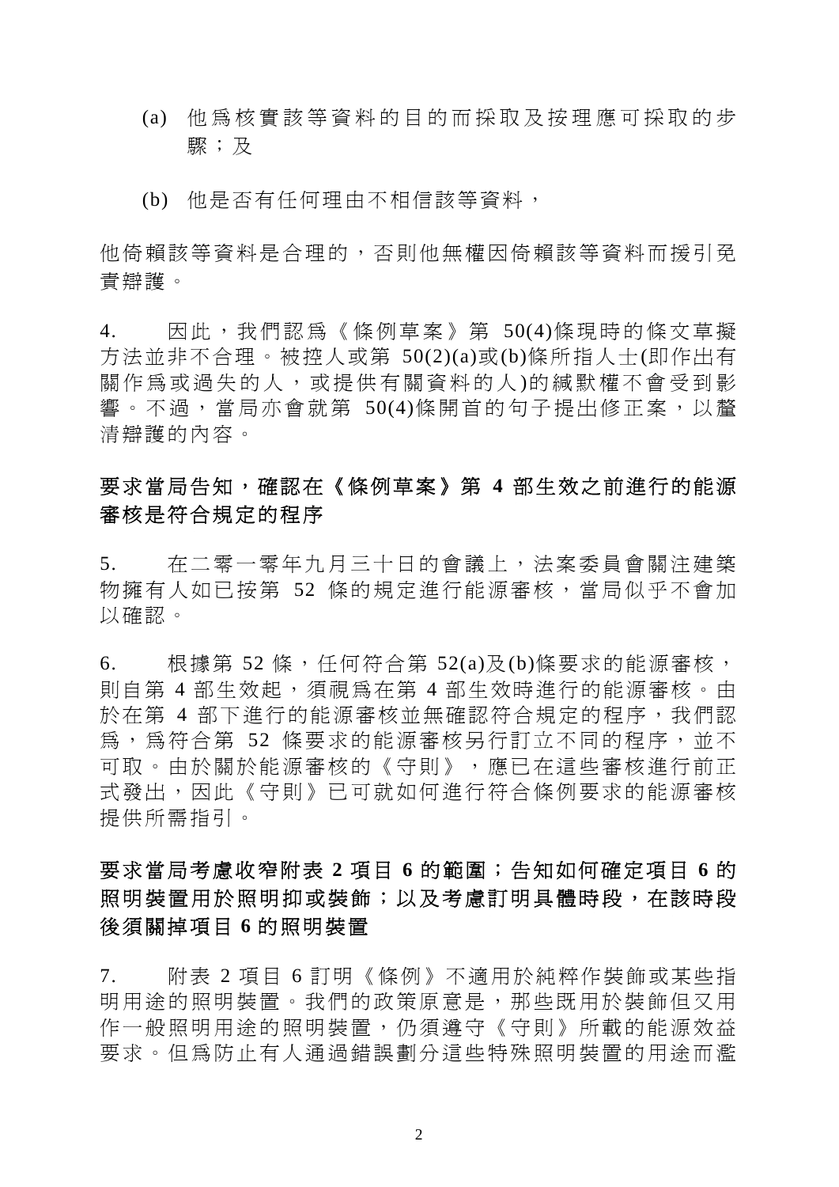(a) 他為核實該等資料的目的而採取及按理應可採取的步驟；及

(b) 他是否有任何理由不相信該等資料，

他倚賴該等資料是合理的，否則他無權因倚賴該等資料而援引免責辯護。

4. 因此，我們認為《條例草案》第 50(4)條現時的條文草擬方法並非不合理。被控人或第 50(2)(a)或(b)條所指人士(即作出有關作為或過失的人，或提供有關資料的人)的緘默權不會受到影響。不過，當局亦會就第 50(4)條開首的句子提出修正案，以釐清辯護的內容。

**要求當局告知，確認在《條例草案》第 4 部生效之前進行的能源審核是符合規定的程序**

5. 在二零一零年九月三十日的會議上，法案委員會關注建築物擁有人如已按第 52 條的規定進行能源審核，當局似乎不會加以確認。

6. 根據第 52 條，任何符合第 52(a)及(b)條要求的能源審核，則自第 4 部生效起，須視為在第 4 部生效時進行的能源審核。由於在第 4 部下進行的能源審核並無確認符合規定的程序，我們認為，為符合第 52 條要求的能源審核另行訂立不同的程序，並不可取。由於關於能源審核的《守則》，應已在這些審核進行前正式發出，因此《守則》已可就如何進行符合條例要求的能源審核提供所需指引。

**要求當局考慮收窄附表 2 項目 6 的範圍；告知如何確定項目 6 的照明裝置用於照明抑或裝飾；以及考慮訂明具體時段，在該時段後須關掉項目 6 的照明裝置**

7. 附表 2 項目 6 訂明《條例》不適用於純粹作裝飾或某些指明用途的照明裝置。我們的政策原意是，那些既用於裝飾但又用作一般照明用途的照明裝置，仍須遵守《守則》所載的能源效益要求。但為防止有人通過錯誤劃分這些特殊照明裝置的用途而濫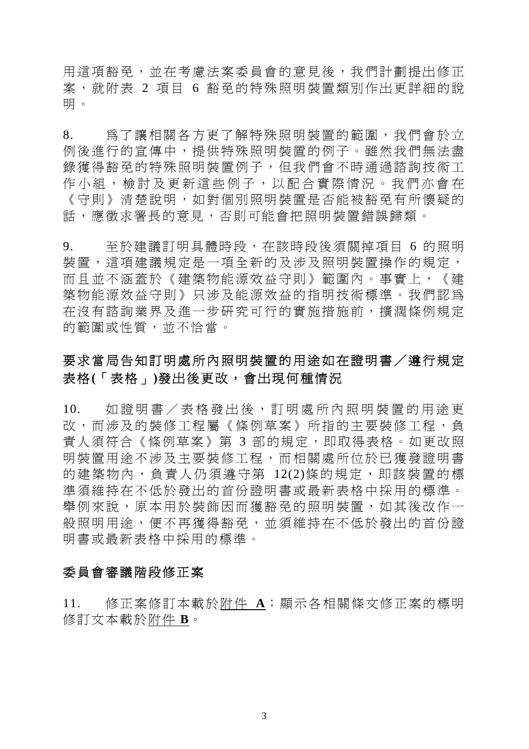用這項豁免，並在考慮法案委員會的意見後，我們計劃提出修正案，就附表 2 項目 6 豁免的特殊照明裝置類別作出更詳細的說明。

8. 為了讓相關各方更了解特殊照明裝置的範圍，我們會於立例後進行的宣傳中，提供特殊照明裝置的例子。雖然我們無法盡錄獲得豁免的特殊照明裝置例子，但我們會不時通過諮詢技術工作小組，檢討及更新這些例子，以配合實際情況。我們亦會在《守則》清楚說明，如對個別照明裝置是否能被豁免有所懷疑的話，應徵求署長的意見，否則可能會把照明裝置錯誤歸類。

9. 至於建議訂明具體時段，在該時段後須關掉項目 6 的照明裝置，這項建議規定是一項全新的及涉及照明裝置操作的規定，而且並不涵蓋於《建築物能源效益守則》範圍內。事實上，《建築物能源效益守則》只涉及能源效益的指明技術標準。我們認為在沒有諮詢業界及進一步研究可行的實施措施前，擴濶條例規定的範圍或性質，並不恰當。

## 要求當局告知訂明處所內照明裝置的用途如在證明書／遵行規定表格(「表格」)發出後更改，會出現何種情況

10. 如證明書／表格發出後，訂明處所內照明裝置的用途更改，而涉及的裝修工程屬《條例草案》所指的主要裝修工程，負責人須符合《條例草案》第 3 部的規定，即取得表格。如更改照明裝置用途不涉及主要裝修工程，而相關處所位於已獲發證明書的建築物內，負責人仍須遵守第 12(2)條的規定，即該裝置的標準須維持在不低於發出的首份證明書或最新表格中採用的標準。舉例來說，原本用於裝飾因而獲豁免的照明裝置，如其後改作一般照明用途，便不再獲得豁免，並須維持在不低於發出的首份證明書或最新表格中採用的標準。

## 委員會審議階段修正案

11. 修正案修訂本載於附件 **A**；顯示各相關條文修正案的標明修訂文本載於附件 **B**。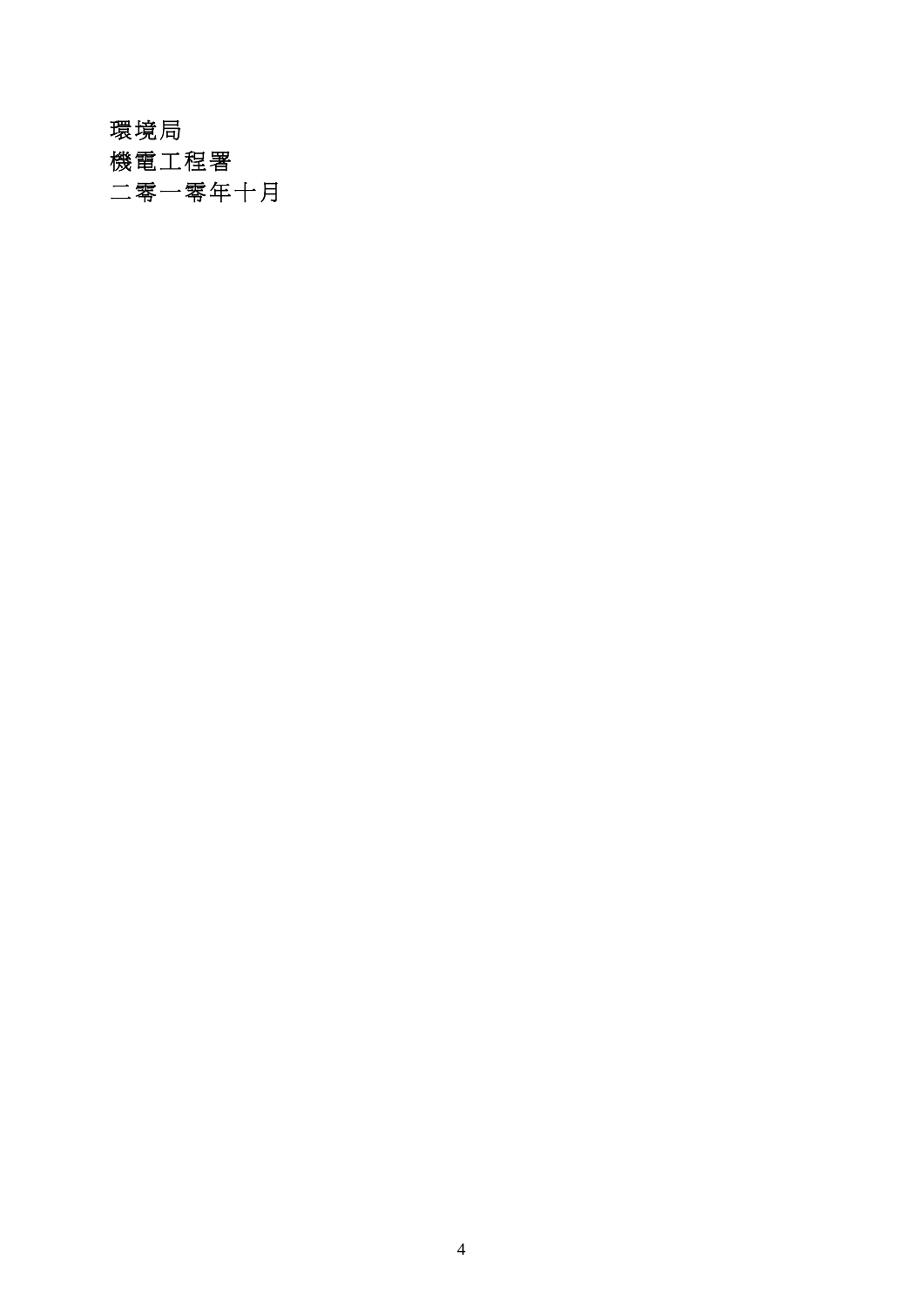環境局
機電工程署
二零一零年十月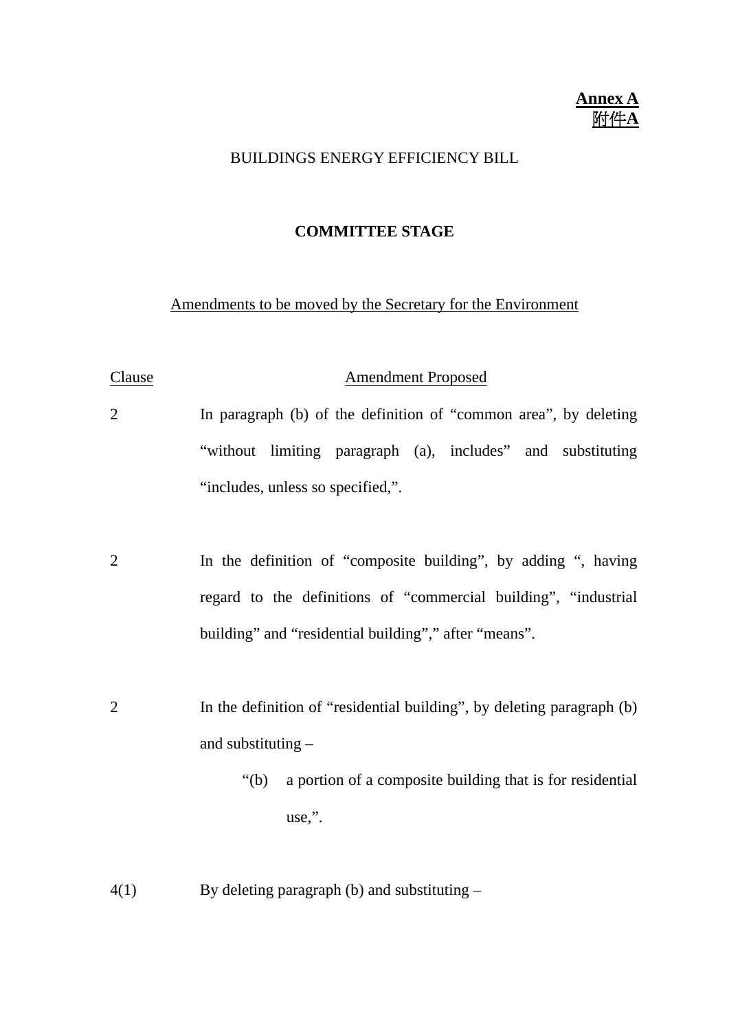**Annex A**
**附件A**

BUILDINGS ENERGY EFFICIENCY BILL

**COMMITTEE STAGE**

Amendments to be moved by the Secretary for the Environment

| Clause | Amendment Proposed |
|---|---|
| 2 | In paragraph (b) of the definition of "common area", by deleting "without limiting paragraph (a), includes" and substituting "includes, unless so specified,". |
| 2 | In the definition of "composite building", by adding ", having regard to the definitions of "commercial building", "industrial building" and "residential building"," after "means". |
| 2 | In the definition of "residential building", by deleting paragraph (b) and substituting – "(b) a portion of a composite building that is for residential use,". |
| 4(1) | By deleting paragraph (b) and substituting – |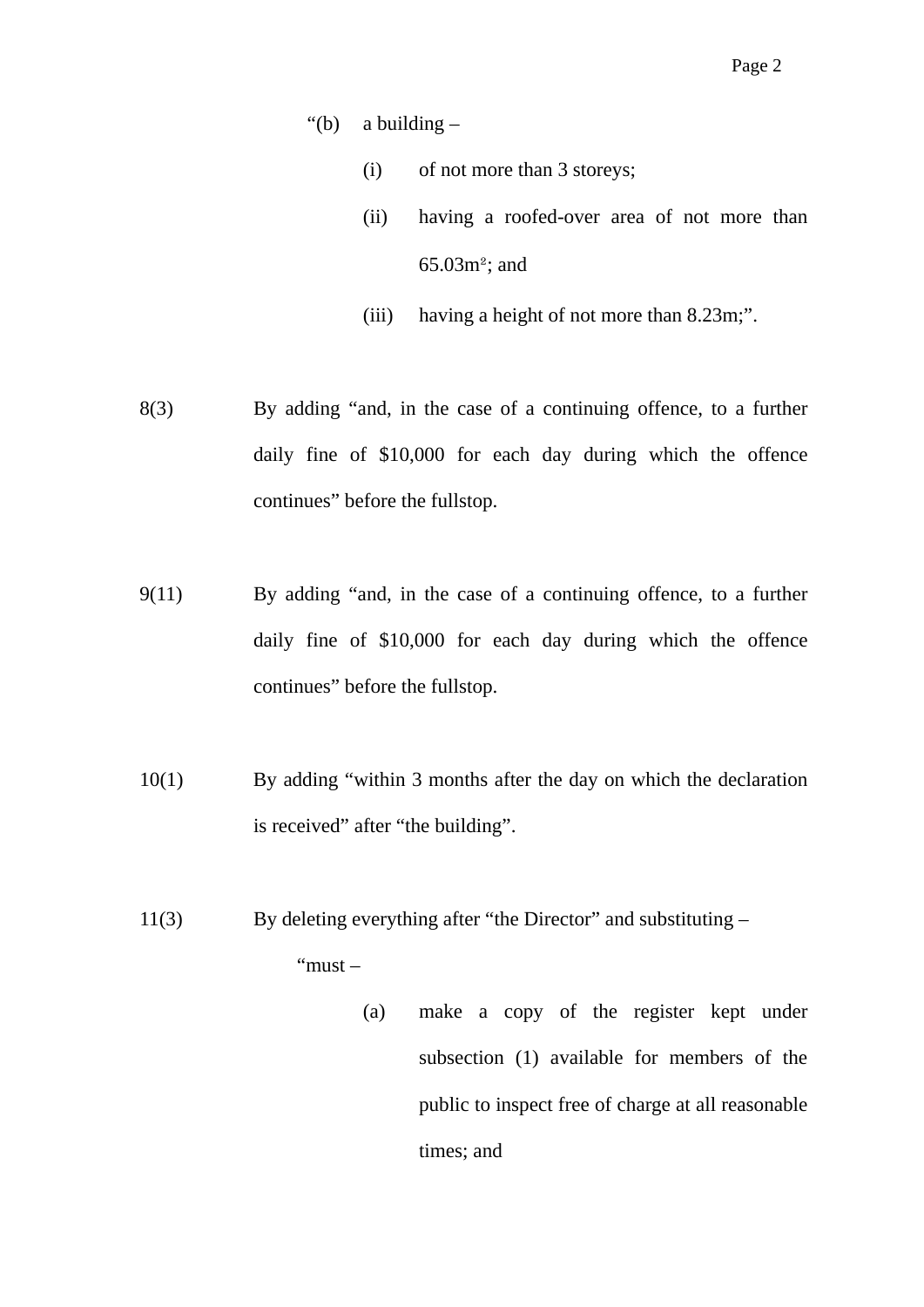"(b) a building –

(i) of not more than 3 storeys;

(ii) having a roofed-over area of not more than 65.03m²; and

(iii) having a height of not more than 8.23m;".

8(3) By adding "and, in the case of a continuing offence, to a further daily fine of $10,000 for each day during which the offence continues" before the fullstop.

9(11) By adding "and, in the case of a continuing offence, to a further daily fine of $10,000 for each day during which the offence continues" before the fullstop.

10(1) By adding "within 3 months after the day on which the declaration is received" after "the building".

11(3) By deleting everything after "the Director" and substituting –

"must –

(a) make a copy of the register kept under subsection (1) available for members of the public to inspect free of charge at all reasonable times; and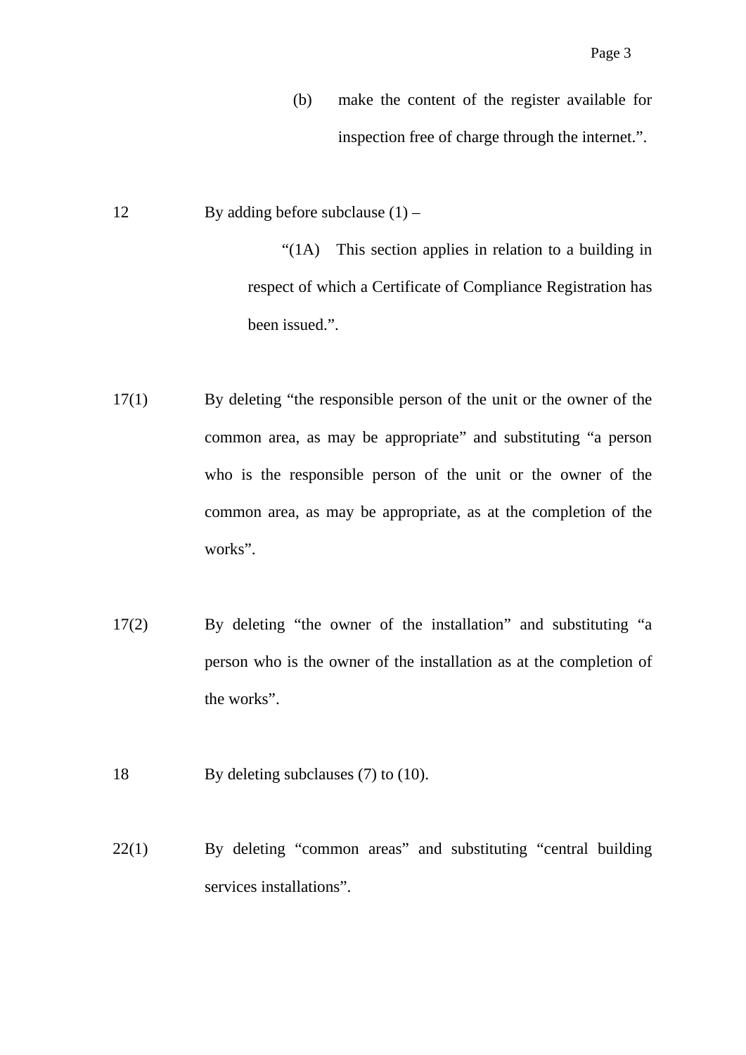(b) make the content of the register available for inspection free of charge through the internet.”.

| | |
|---|---|
| 12 | By adding before subclause (1) – “(1A) This section applies in relation to a building in respect of which a Certificate of Compliance Registration has been issued.”. |
| 17(1) | By deleting “the responsible person of the unit or the owner of the common area, as may be appropriate” and substituting “a person who is the responsible person of the unit or the owner of the common area, as may be appropriate, as at the completion of the works”. |
| 17(2) | By deleting “the owner of the installation” and substituting “a person who is the owner of the installation as at the completion of the works”. |
| 18 | By deleting subclauses (7) to (10). |
| 22(1) | By deleting “common areas” and substituting “central building services installations”. |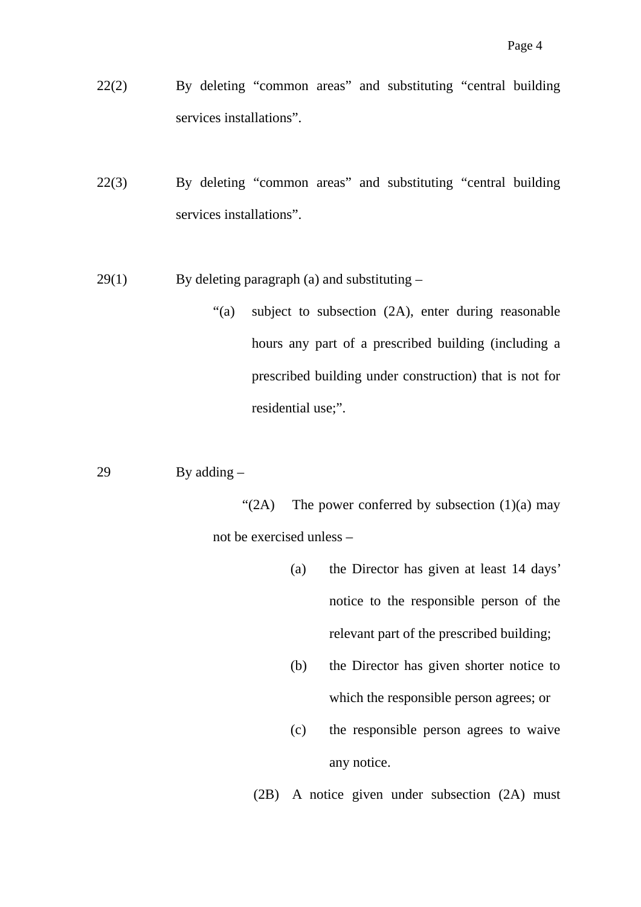22(2) By deleting "common areas" and substituting "central building services installations".

22(3) By deleting "common areas" and substituting "central building services installations".

29(1) By deleting paragraph (a) and substituting –

> "(a) subject to subsection (2A), enter during reasonable hours any part of a prescribed building (including a prescribed building under construction) that is not for residential use;".

29 By adding –

> "(2A) The power conferred by subsection (1)(a) may not be exercised unless –
>
> (a) the Director has given at least 14 days' notice to the responsible person of the relevant part of the prescribed building;
>
> (b) the Director has given shorter notice to which the responsible person agrees; or
>
> (c) the responsible person agrees to waive any notice.
>
> (2B) A notice given under subsection (2A) must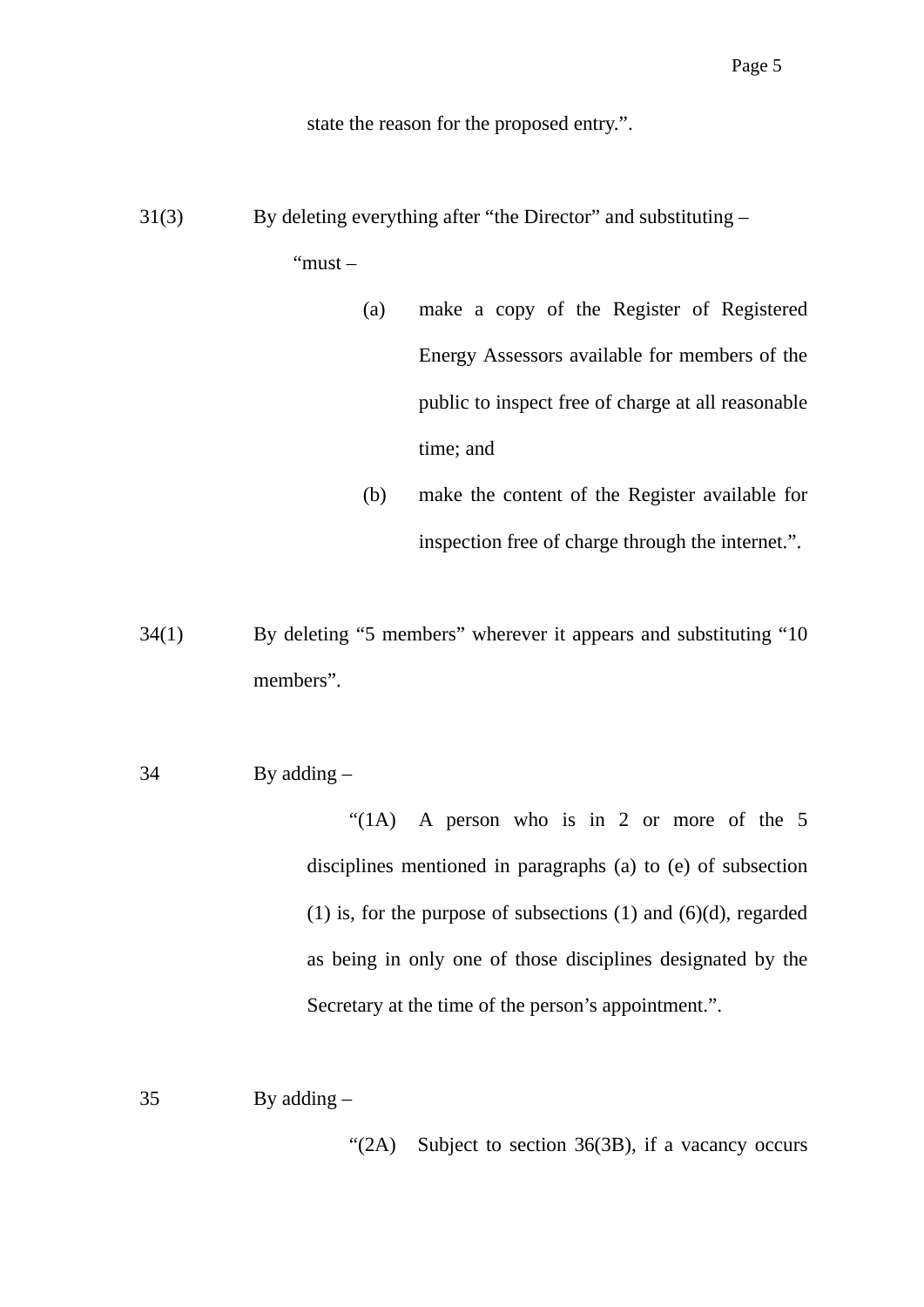state the reason for the proposed entry.".

31(3) By deleting everything after "the Director" and substituting –

"must –

(a) make a copy of the Register of Registered Energy Assessors available for members of the public to inspect free of charge at all reasonable time; and

(b) make the content of the Register available for inspection free of charge through the internet.".

34(1) By deleting "5 members" wherever it appears and substituting "10 members".

34 By adding –

"(1A) A person who is in 2 or more of the 5 disciplines mentioned in paragraphs (a) to (e) of subsection (1) is, for the purpose of subsections (1) and (6)(d), regarded as being in only one of those disciplines designated by the Secretary at the time of the person's appointment.".

35 By adding –

"(2A) Subject to section 36(3B), if a vacancy occurs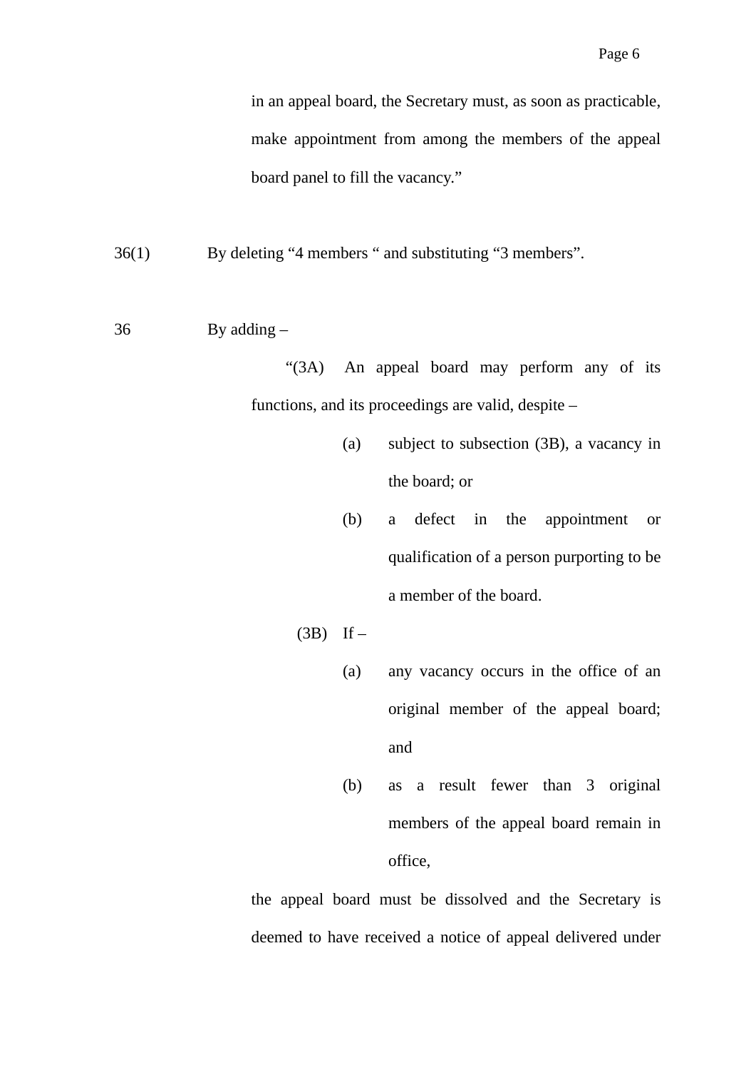in an appeal board, the Secretary must, as soon as practicable, make appointment from among the members of the appeal board panel to fill the vacancy."

36(1) By deleting "4 members " and substituting "3 members".

36 By adding –

"(3A) An appeal board may perform any of its functions, and its proceedings are valid, despite –

(a) subject to subsection (3B), a vacancy in the board; or

(b) a defect in the appointment or qualification of a person purporting to be a member of the board.

(3B) If –

(a) any vacancy occurs in the office of an original member of the appeal board; and

(b) as a result fewer than 3 original members of the appeal board remain in office,

the appeal board must be dissolved and the Secretary is deemed to have received a notice of appeal delivered under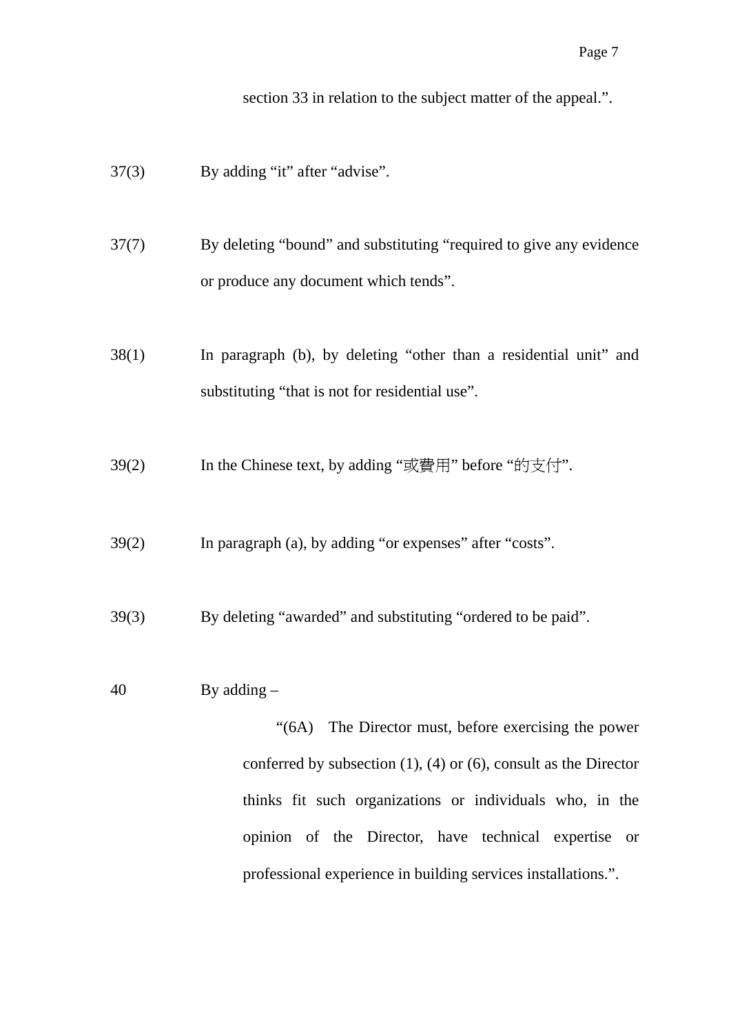section 33 in relation to the subject matter of the appeal.".

| | |
|---|---|
| 37(3) | By adding "it" after "advise". |
| 37(7) | By deleting "bound" and substituting "required to give any evidence or produce any document which tends". |
| 38(1) | In paragraph (b), by deleting "other than a residential unit" and substituting "that is not for residential use". |
| 39(2) | In the Chinese text, by adding "或費用" before "的支付". |
| 39(2) | In paragraph (a), by adding "or expenses" after "costs". |
| 39(3) | By deleting "awarded" and substituting "ordered to be paid". |
| 40 | By adding – |

"(6A) The Director must, before exercising the power conferred by subsection (1), (4) or (6), consult as the Director thinks fit such organizations or individuals who, in the opinion of the Director, have technical expertise or professional experience in building services installations.".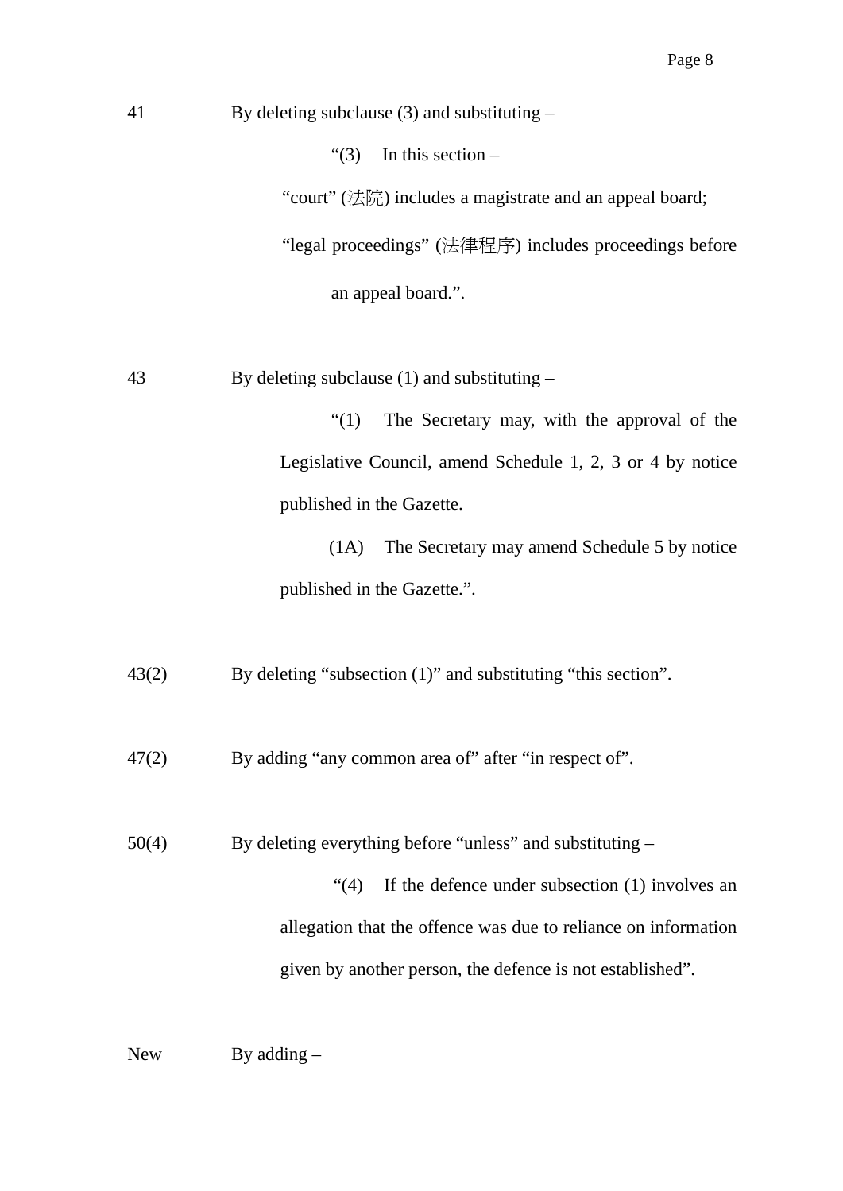41 By deleting subclause (3) and substituting –

"(3) In this section –

"court" (法院) includes a magistrate and an appeal board;

"legal proceedings" (法律程序) includes proceedings before an appeal board.".

43 By deleting subclause (1) and substituting –

"(1) The Secretary may, with the approval of the Legislative Council, amend Schedule 1, 2, 3 or 4 by notice published in the Gazette.

(1A) The Secretary may amend Schedule 5 by notice published in the Gazette.".

43(2) By deleting "subsection (1)" and substituting "this section".

47(2) By adding "any common area of" after "in respect of".

50(4) By deleting everything before "unless" and substituting –

"(4) If the defence under subsection (1) involves an allegation that the offence was due to reliance on information given by another person, the defence is not established".

New By adding –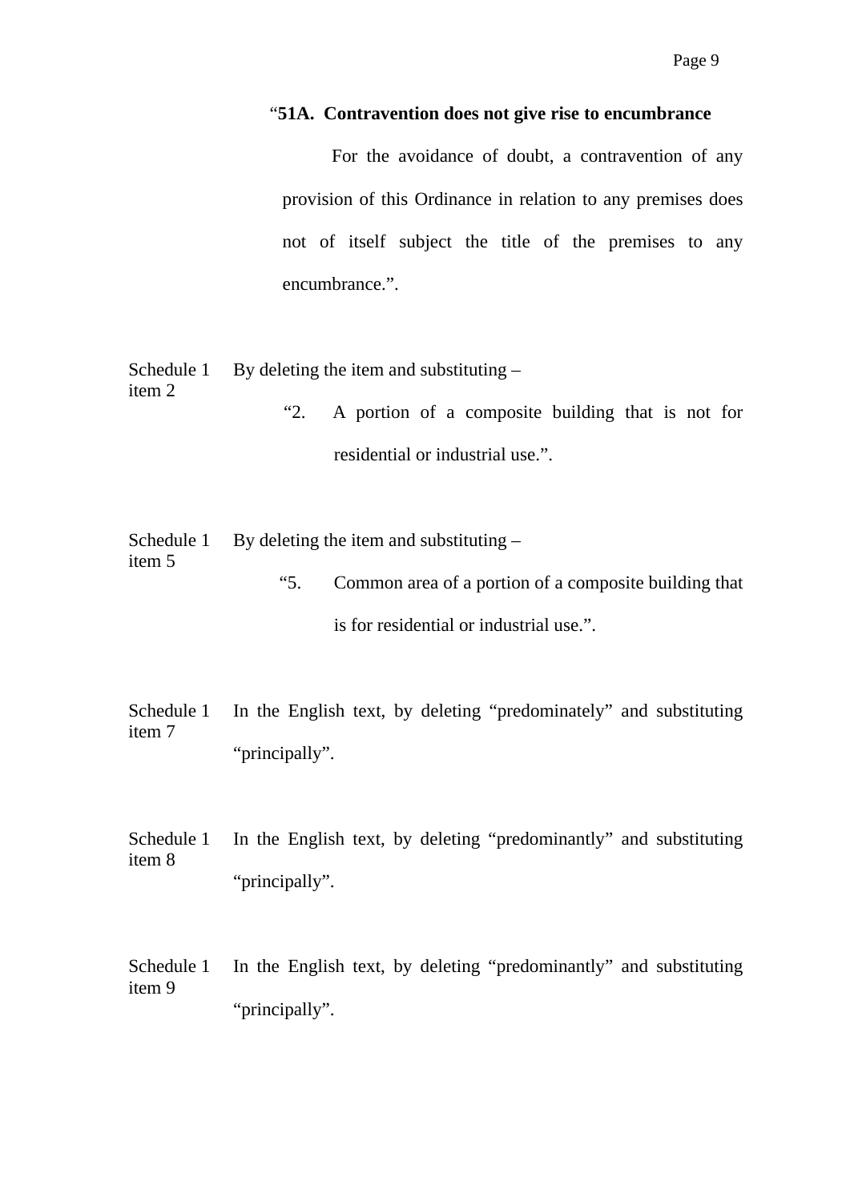"**51A. Contravention does not give rise to encumbrance**

For the avoidance of doubt, a contravention of any provision of this Ordinance in relation to any premises does not of itself subject the title of the premises to any encumbrance.".

Schedule 1 item 2 — By deleting the item and substituting –

"2. A portion of a composite building that is not for residential or industrial use.".

Schedule 1 item 5 — By deleting the item and substituting –

"5. Common area of a portion of a composite building that is for residential or industrial use.".

Schedule 1 item 7 — In the English text, by deleting "predominately" and substituting "principally".

Schedule 1 item 8 — In the English text, by deleting "predominantly" and substituting "principally".

Schedule 1 item 9 — In the English text, by deleting "predominantly" and substituting "principally".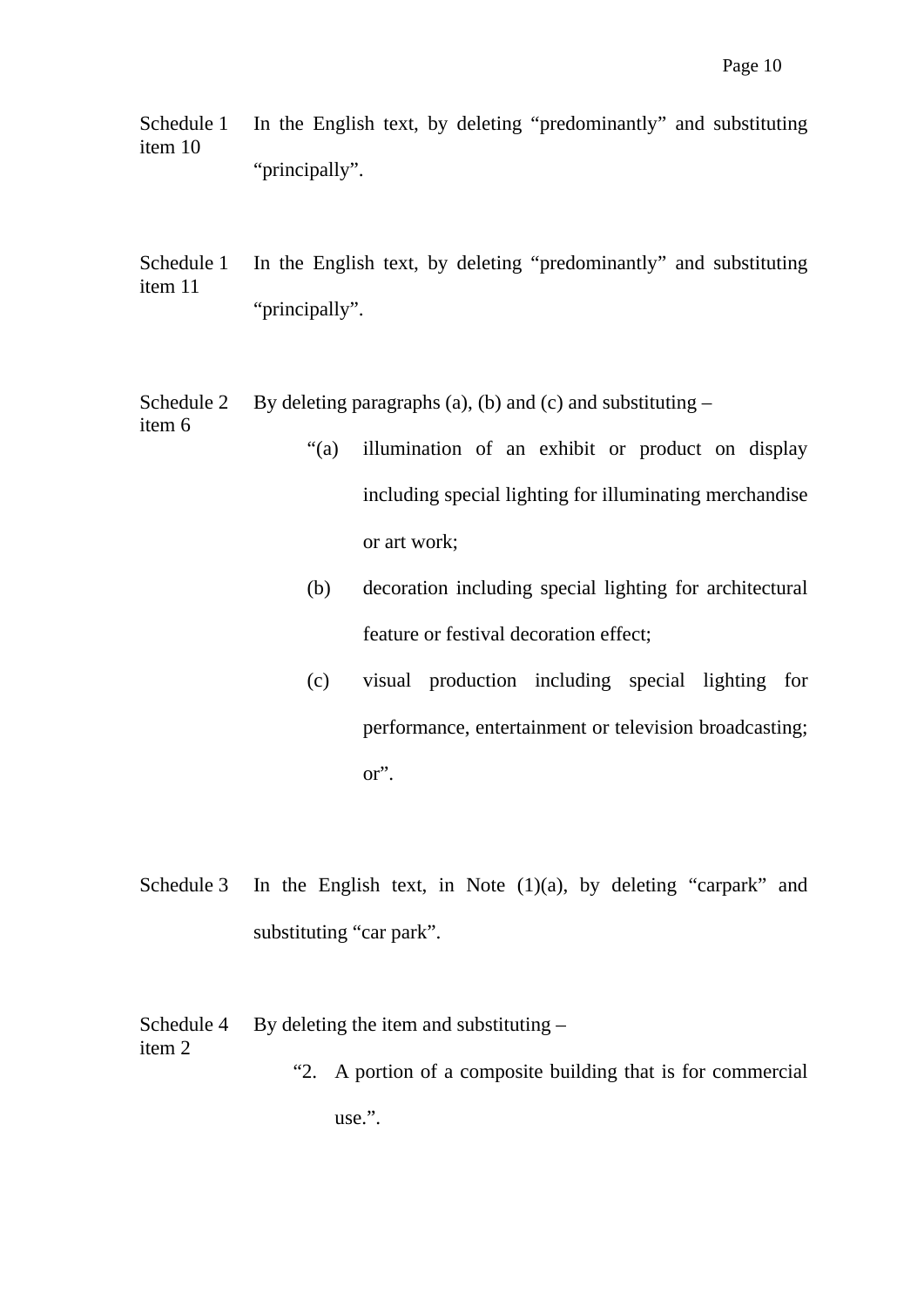| | |
|---|---|
| Schedule 1 item 10 | In the English text, by deleting “predominantly” and substituting “principally”. |
| Schedule 1 item 11 | In the English text, by deleting “predominantly” and substituting “principally”. |
| Schedule 2 item 6 | By deleting paragraphs (a), (b) and (c) and substituting –<br>“(a) illumination of an exhibit or product on display including special lighting for illuminating merchandise or art work;<br>(b) decoration including special lighting for architectural feature or festival decoration effect;<br>(c) visual production including special lighting for performance, entertainment or television broadcasting; or”. |
| Schedule 3 | In the English text, in Note (1)(a), by deleting “carpark” and substituting “car park”. |
| Schedule 4 item 2 | By deleting the item and substituting –<br>“2. A portion of a composite building that is for commercial use.”. |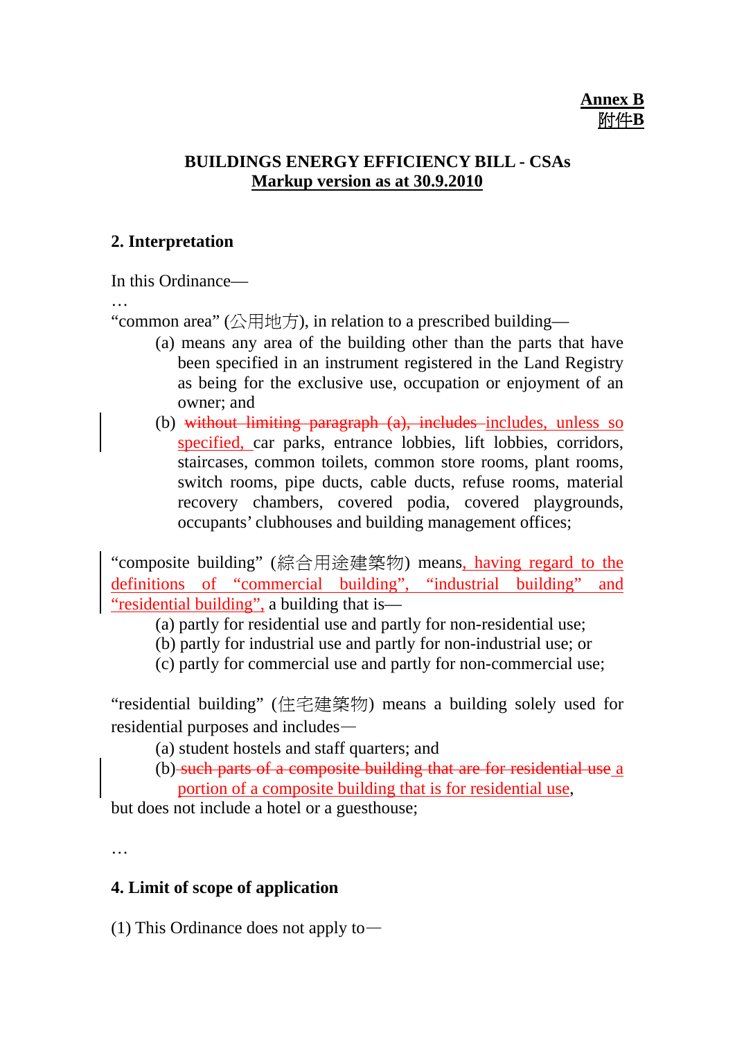**Annex B**
**附件B**

**BUILDINGS ENERGY EFFICIENCY BILL - CSAs**
**Markup version as at 30.9.2010**

## 2. Interpretation

In this Ordinance—

…

"common area" (公用地方), in relation to a prescribed building—

(a) means any area of the building other than the parts that have been specified in an instrument registered in the Land Registry as being for the exclusive use, occupation or enjoyment of an owner; and

(b) ~~without limiting paragraph (a), includes~~ includes, unless so specified, car parks, entrance lobbies, lift lobbies, corridors, staircases, common toilets, common store rooms, plant rooms, switch rooms, pipe ducts, cable ducts, refuse rooms, material recovery chambers, covered podia, covered playgrounds, occupants' clubhouses and building management offices;

"composite building" (綜合用途建築物) means, having regard to the definitions of "commercial building", "industrial building" and "residential building", a building that is—

(a) partly for residential use and partly for non-residential use;
(b) partly for industrial use and partly for non-industrial use; or
(c) partly for commercial use and partly for non-commercial use;

"residential building" (住宅建築物) means a building solely used for residential purposes and includes—

(a) student hostels and staff quarters; and
(b) ~~such parts of a composite building that are for residential use~~ a portion of a composite building that is for residential use,

but does not include a hotel or a guesthouse;

…

## 4. Limit of scope of application

(1) This Ordinance does not apply to—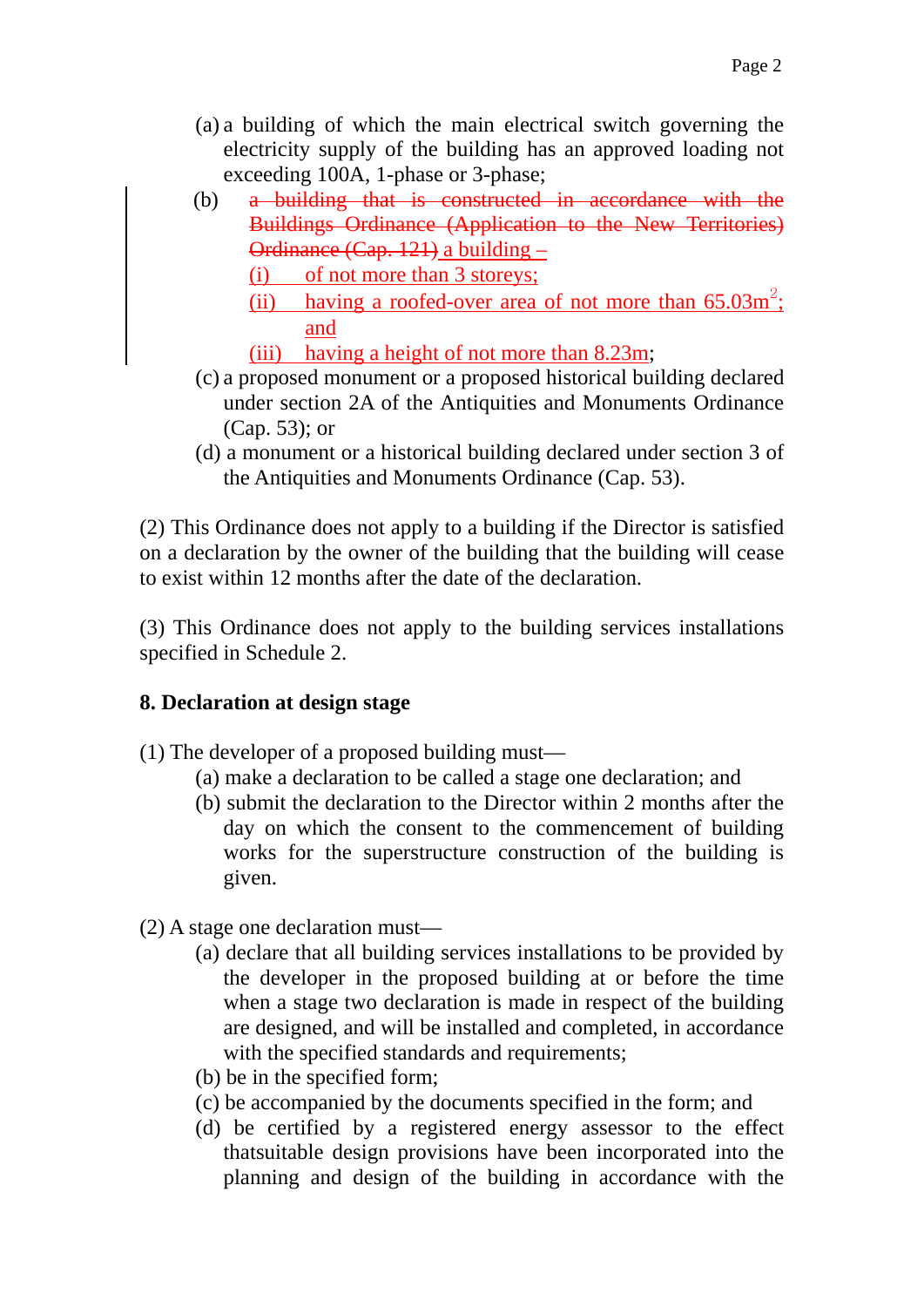(a) a building of which the main electrical switch governing the electricity supply of the building has an approved loading not exceeding 100A, 1-phase or 3-phase;

(b) ~~a building that is constructed in accordance with the Buildings Ordinance (Application to the New Territories) Ordinance (Cap. 121)~~ a building –

  (i) of not more than 3 storeys;

  (ii) having a roofed-over area of not more than $65.03m^2$; and

  (iii) having a height of not more than 8.23m;

(c) a proposed monument or a proposed historical building declared under section 2A of the Antiquities and Monuments Ordinance (Cap. 53); or

(d) a monument or a historical building declared under section 3 of the Antiquities and Monuments Ordinance (Cap. 53).

(2) This Ordinance does not apply to a building if the Director is satisfied on a declaration by the owner of the building that the building will cease to exist within 12 months after the date of the declaration.

(3) This Ordinance does not apply to the building services installations specified in Schedule 2.

**8. Declaration at design stage**

(1) The developer of a proposed building must—

  (a) make a declaration to be called a stage one declaration; and

  (b) submit the declaration to the Director within 2 months after the day on which the consent to the commencement of building works for the superstructure construction of the building is given.

(2) A stage one declaration must—

  (a) declare that all building services installations to be provided by the developer in the proposed building at or before the time when a stage two declaration is made in respect of the building are designed, and will be installed and completed, in accordance with the specified standards and requirements;

  (b) be in the specified form;

  (c) be accompanied by the documents specified in the form; and

  (d) be certified by a registered energy assessor to the effect thatsuitable design provisions have been incorporated into the planning and design of the building in accordance with the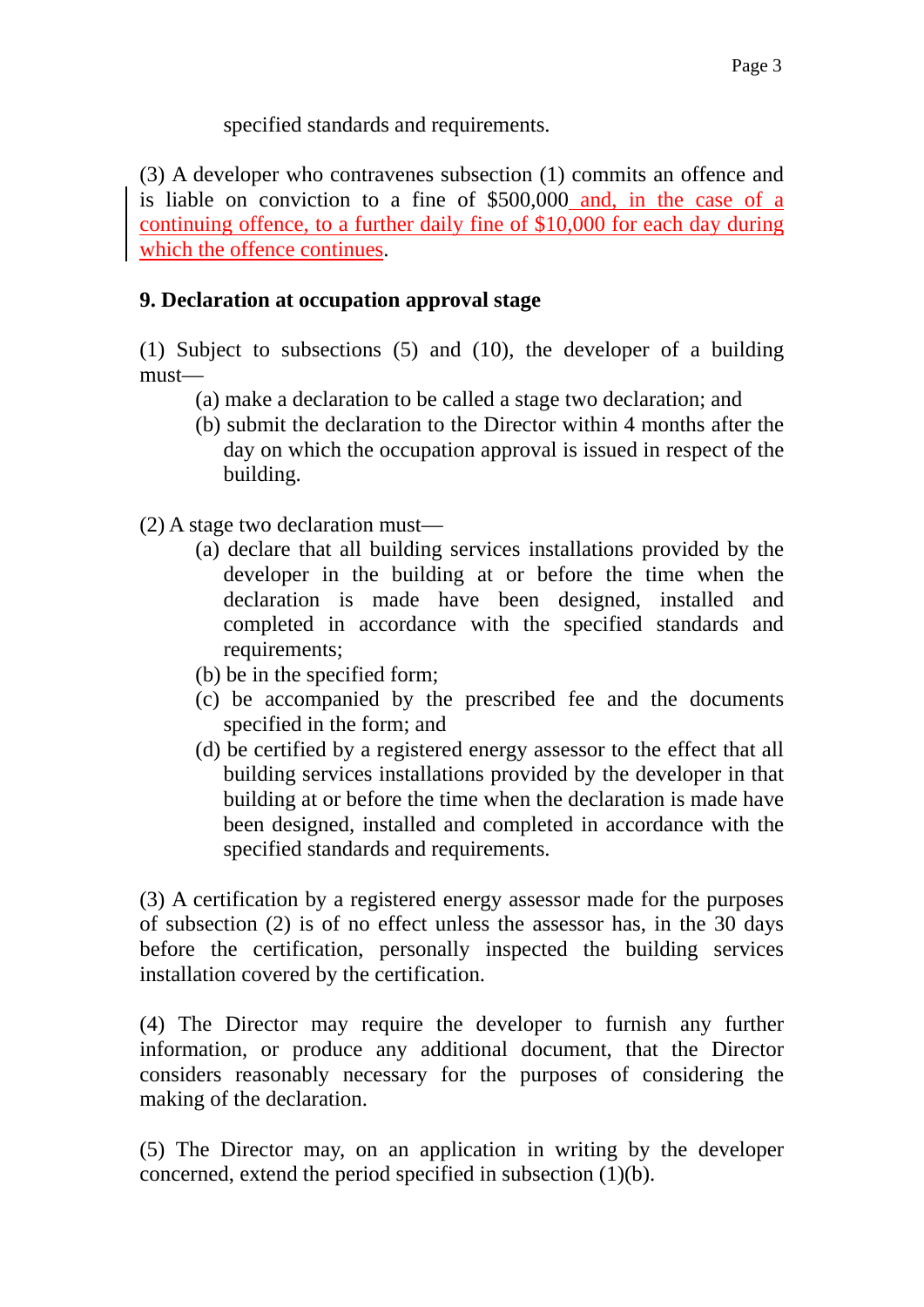specified standards and requirements.

(3) A developer who contravenes subsection (1) commits an offence and is liable on conviction to a fine of $500,000 and, in the case of a continuing offence, to a further daily fine of $10,000 for each day during which the offence continues.

**9. Declaration at occupation approval stage**

(1) Subject to subsections (5) and (10), the developer of a building must—

(a) make a declaration to be called a stage two declaration; and

(b) submit the declaration to the Director within 4 months after the day on which the occupation approval is issued in respect of the building.

(2) A stage two declaration must—

(a) declare that all building services installations provided by the developer in the building at or before the time when the declaration is made have been designed, installed and completed in accordance with the specified standards and requirements;

(b) be in the specified form;

(c) be accompanied by the prescribed fee and the documents specified in the form; and

(d) be certified by a registered energy assessor to the effect that all building services installations provided by the developer in that building at or before the time when the declaration is made have been designed, installed and completed in accordance with the specified standards and requirements.

(3) A certification by a registered energy assessor made for the purposes of subsection (2) is of no effect unless the assessor has, in the 30 days before the certification, personally inspected the building services installation covered by the certification.

(4) The Director may require the developer to furnish any further information, or produce any additional document, that the Director considers reasonably necessary for the purposes of considering the making of the declaration.

(5) The Director may, on an application in writing by the developer concerned, extend the period specified in subsection (1)(b).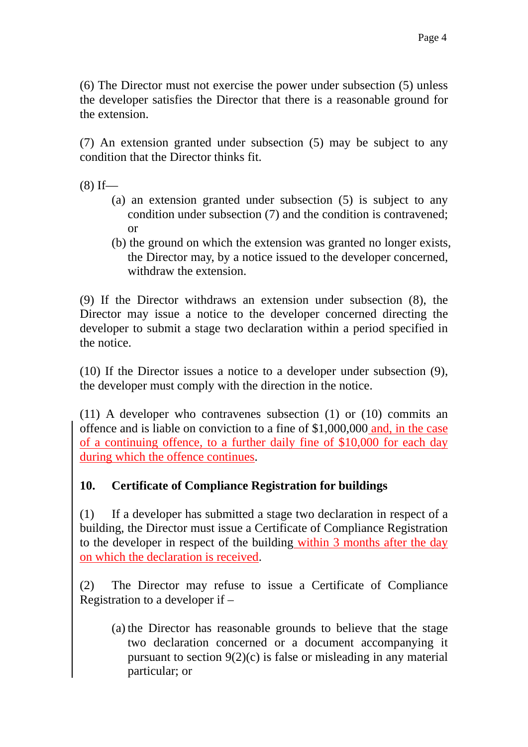(6) The Director must not exercise the power under subsection (5) unless the developer satisfies the Director that there is a reasonable ground for the extension.

(7) An extension granted under subsection (5) may be subject to any condition that the Director thinks fit.

(8) If—

- (a) an extension granted under subsection (5) is subject to any condition under subsection (7) and the condition is contravened; or
- (b) the ground on which the extension was granted no longer exists,

the Director may, by a notice issued to the developer concerned, withdraw the extension.

(9) If the Director withdraws an extension under subsection (8), the Director may issue a notice to the developer concerned directing the developer to submit a stage two declaration within a period specified in the notice.

(10) If the Director issues a notice to a developer under subsection (9), the developer must comply with the direction in the notice.

(11) A developer who contravenes subsection (1) or (10) commits an offence and is liable on conviction to a fine of $1,000,000 and, in the case of a continuing offence, to a further daily fine of $10,000 for each day during which the offence continues.

**10. Certificate of Compliance Registration for buildings**

(1) If a developer has submitted a stage two declaration in respect of a building, the Director must issue a Certificate of Compliance Registration to the developer in respect of the building within 3 months after the day on which the declaration is received.

(2) The Director may refuse to issue a Certificate of Compliance Registration to a developer if –

- (a) the Director has reasonable grounds to believe that the stage two declaration concerned or a document accompanying it pursuant to section 9(2)(c) is false or misleading in any material particular; or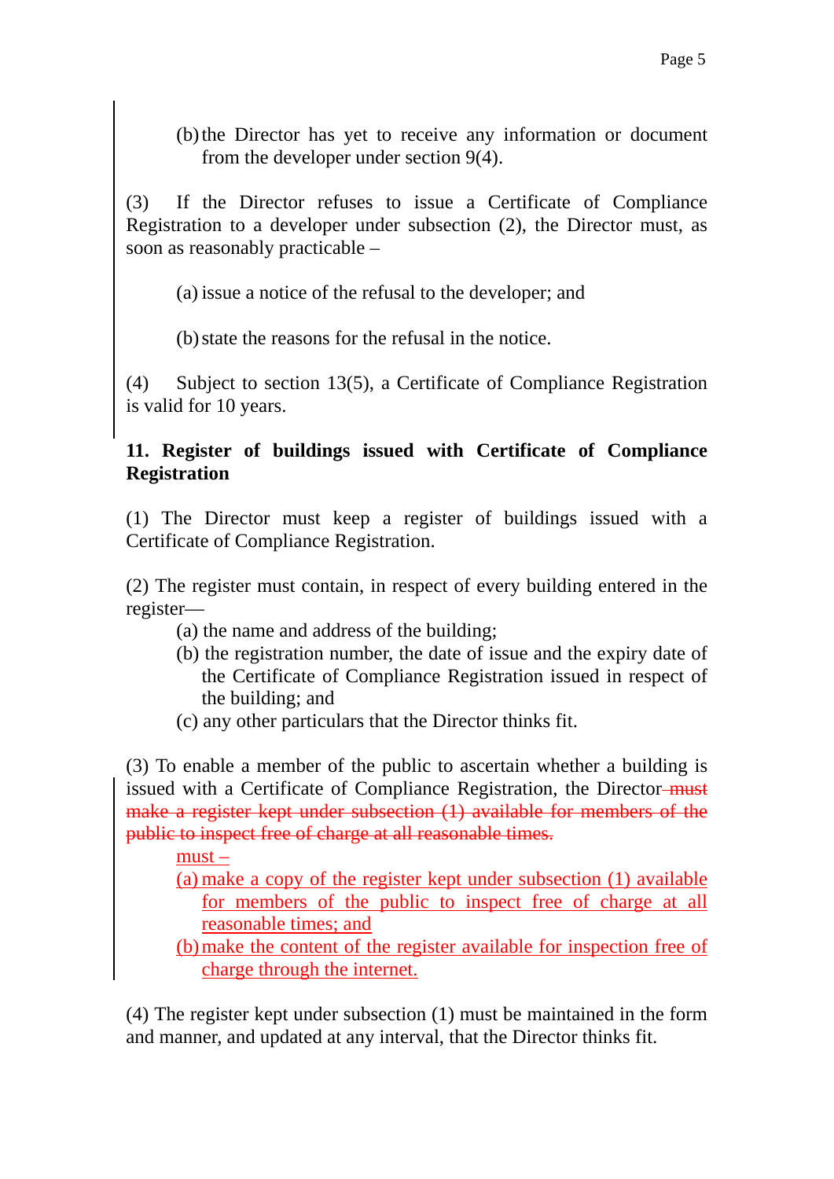(b) the Director has yet to receive any information or document from the developer under section 9(4).

(3) If the Director refuses to issue a Certificate of Compliance Registration to a developer under subsection (2), the Director must, as soon as reasonably practicable –

(a) issue a notice of the refusal to the developer; and

(b) state the reasons for the refusal in the notice.

(4) Subject to section 13(5), a Certificate of Compliance Registration is valid for 10 years.

**11. Register of buildings issued with Certificate of Compliance Registration**

(1) The Director must keep a register of buildings issued with a Certificate of Compliance Registration.

(2) The register must contain, in respect of every building entered in the register—

(a) the name and address of the building;

(b) the registration number, the date of issue and the expiry date of the Certificate of Compliance Registration issued in respect of the building; and

(c) any other particulars that the Director thinks fit.

(3) To enable a member of the public to ascertain whether a building is issued with a Certificate of Compliance Registration, the Director ~~must make a register kept under subsection (1) available for members of the public to inspect free of charge at all reasonable times.~~
must –

(a) make a copy of the register kept under subsection (1) available for members of the public to inspect free of charge at all reasonable times; and

(b) make the content of the register available for inspection free of charge through the internet.

(4) The register kept under subsection (1) must be maintained in the form and manner, and updated at any interval, that the Director thinks fit.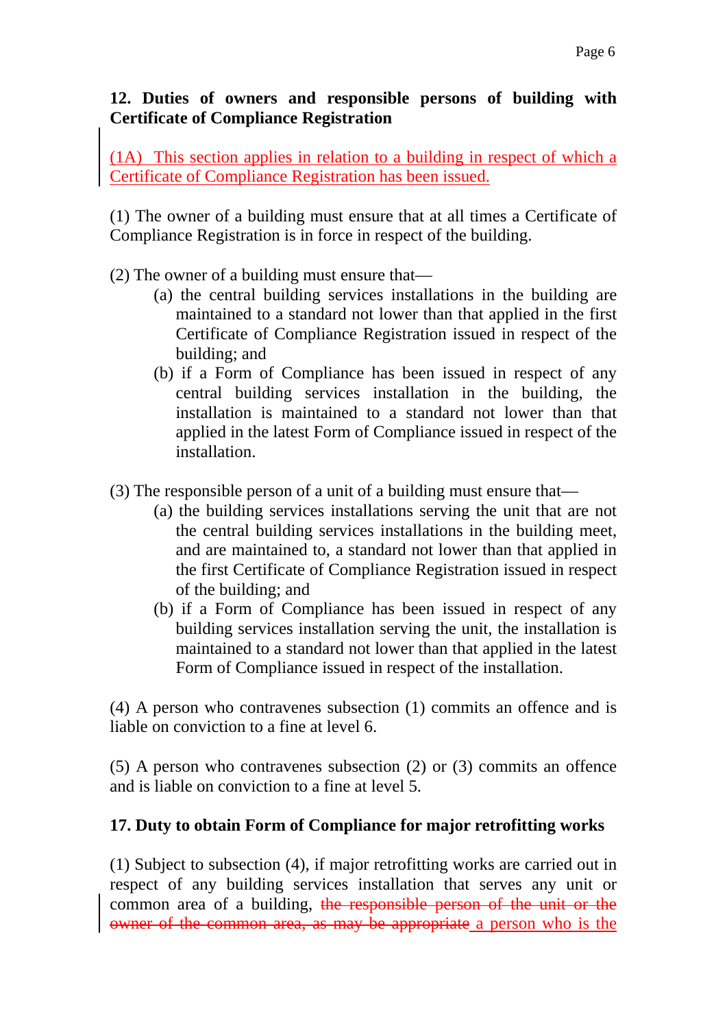**12. Duties of owners and responsible persons of building with Certificate of Compliance Registration**

(1A) This section applies in relation to a building in respect of which a Certificate of Compliance Registration has been issued.

(1) The owner of a building must ensure that at all times a Certificate of Compliance Registration is in force in respect of the building.

(2) The owner of a building must ensure that—

- (a) the central building services installations in the building are maintained to a standard not lower than that applied in the first Certificate of Compliance Registration issued in respect of the building; and
- (b) if a Form of Compliance has been issued in respect of any central building services installation in the building, the installation is maintained to a standard not lower than that applied in the latest Form of Compliance issued in respect of the installation.

(3) The responsible person of a unit of a building must ensure that—

- (a) the building services installations serving the unit that are not the central building services installations in the building meet, and are maintained to, a standard not lower than that applied in the first Certificate of Compliance Registration issued in respect of the building; and
- (b) if a Form of Compliance has been issued in respect of any building services installation serving the unit, the installation is maintained to a standard not lower than that applied in the latest Form of Compliance issued in respect of the installation.

(4) A person who contravenes subsection (1) commits an offence and is liable on conviction to a fine at level 6.

(5) A person who contravenes subsection (2) or (3) commits an offence and is liable on conviction to a fine at level 5.

**17. Duty to obtain Form of Compliance for major retrofitting works**

(1) Subject to subsection (4), if major retrofitting works are carried out in respect of any building services installation that serves any unit or common area of a building, ~~the responsible person of the unit or the owner of the common area, as may be appropriate~~ a person who is the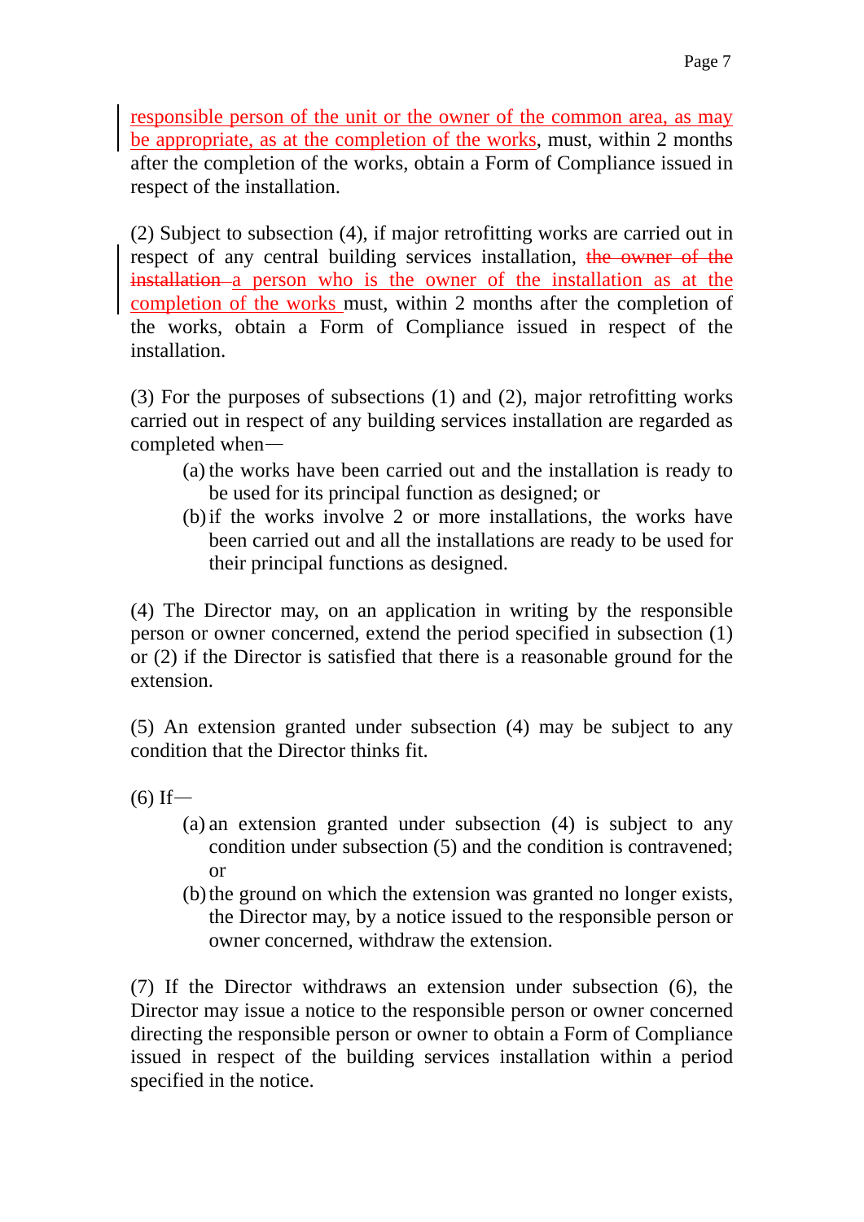responsible person of the unit or the owner of the common area, as may be appropriate, as at the completion of the works, must, within 2 months after the completion of the works, obtain a Form of Compliance issued in respect of the installation.

(2) Subject to subsection (4), if major retrofitting works are carried out in respect of any central building services installation, ~~the owner of the installation~~ a person who is the owner of the installation as at the completion of the works must, within 2 months after the completion of the works, obtain a Form of Compliance issued in respect of the installation.

(3) For the purposes of subsections (1) and (2), major retrofitting works carried out in respect of any building services installation are regarded as completed when—

- (a) the works have been carried out and the installation is ready to be used for its principal function as designed; or
- (b) if the works involve 2 or more installations, the works have been carried out and all the installations are ready to be used for their principal functions as designed.

(4) The Director may, on an application in writing by the responsible person or owner concerned, extend the period specified in subsection (1) or (2) if the Director is satisfied that there is a reasonable ground for the extension.

(5) An extension granted under subsection (4) may be subject to any condition that the Director thinks fit.

(6) If—

- (a) an extension granted under subsection (4) is subject to any condition under subsection (5) and the condition is contravened; or
- (b) the ground on which the extension was granted no longer exists,

the Director may, by a notice issued to the responsible person or owner concerned, withdraw the extension.

(7) If the Director withdraws an extension under subsection (6), the Director may issue a notice to the responsible person or owner concerned directing the responsible person or owner to obtain a Form of Compliance issued in respect of the building services installation within a period specified in the notice.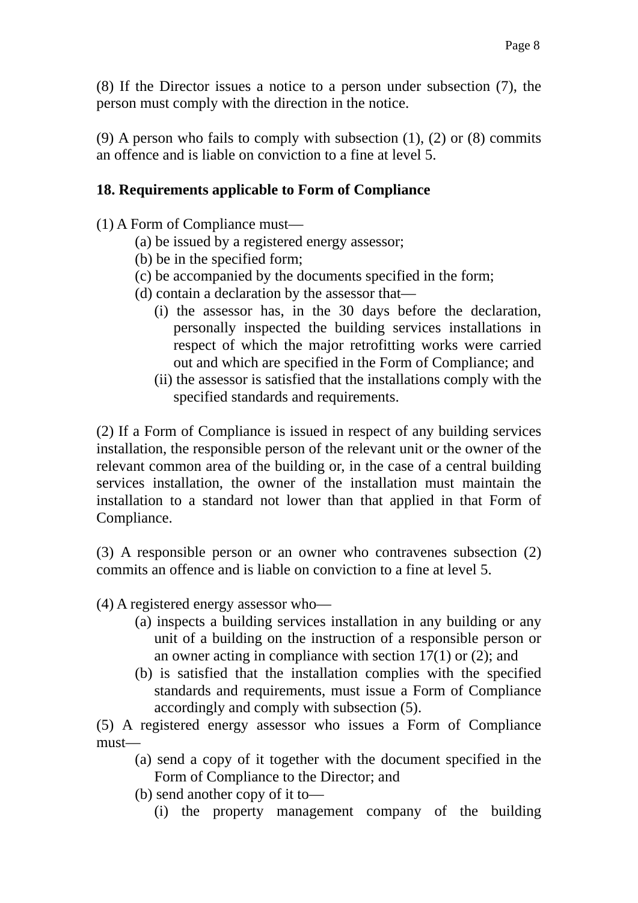(8) If the Director issues a notice to a person under subsection (7), the person must comply with the direction in the notice.

(9) A person who fails to comply with subsection (1), (2) or (8) commits an offence and is liable on conviction to a fine at level 5.

**18. Requirements applicable to Form of Compliance**

(1) A Form of Compliance must—

- (a) be issued by a registered energy assessor;
- (b) be in the specified form;
- (c) be accompanied by the documents specified in the form;
- (d) contain a declaration by the assessor that—
  - (i) the assessor has, in the 30 days before the declaration, personally inspected the building services installations in respect of which the major retrofitting works were carried out and which are specified in the Form of Compliance; and
  - (ii) the assessor is satisfied that the installations comply with the specified standards and requirements.

(2) If a Form of Compliance is issued in respect of any building services installation, the responsible person of the relevant unit or the owner of the relevant common area of the building or, in the case of a central building services installation, the owner of the installation must maintain the installation to a standard not lower than that applied in that Form of Compliance.

(3) A responsible person or an owner who contravenes subsection (2) commits an offence and is liable on conviction to a fine at level 5.

(4) A registered energy assessor who—

- (a) inspects a building services installation in any building or any unit of a building on the instruction of a responsible person or an owner acting in compliance with section 17(1) or (2); and
- (b) is satisfied that the installation complies with the specified standards and requirements, must issue a Form of Compliance accordingly and comply with subsection (5).

(5) A registered energy assessor who issues a Form of Compliance must—

- (a) send a copy of it together with the document specified in the Form of Compliance to the Director; and
- (b) send another copy of it to—
  - (i) the property management company of the building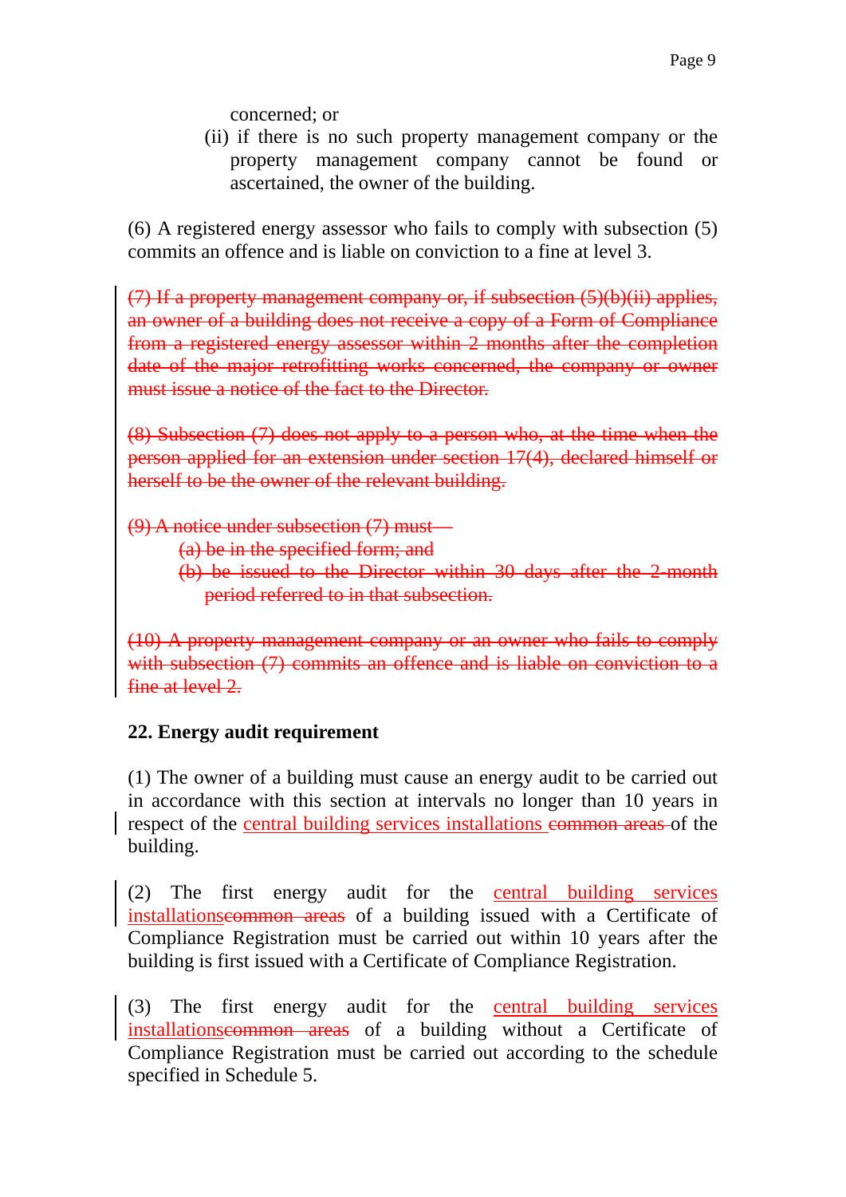concerned; or

(ii) if there is no such property management company or the property management company cannot be found or ascertained, the owner of the building.

(6) A registered energy assessor who fails to comply with subsection (5) commits an offence and is liable on conviction to a fine at level 3.

~~(7) If a property management company or, if subsection (5)(b)(ii) applies, an owner of a building does not receive a copy of a Form of Compliance from a registered energy assessor within 2 months after the completion date of the major retrofitting works concerned, the company or owner must issue a notice of the fact to the Director.~~

~~(8) Subsection (7) does not apply to a person who, at the time when the person applied for an extension under section 17(4), declared himself or herself to be the owner of the relevant building.~~

~~(9) A notice under subsection (7) must—~~

~~(a) be in the specified form; and~~

~~(b) be issued to the Director within 30 days after the 2-month period referred to in that subsection.~~

~~(10) A property management company or an owner who fails to comply with subsection (7) commits an offence and is liable on conviction to a fine at level 2.~~

**22. Energy audit requirement**

(1) The owner of a building must cause an energy audit to be carried out in accordance with this section at intervals no longer than 10 years in respect of the <u>central building services installations</u> ~~common areas~~ of the building.

(2) The first energy audit for the <u>central building services installations</u>~~common areas~~ of a building issued with a Certificate of Compliance Registration must be carried out within 10 years after the building is first issued with a Certificate of Compliance Registration.

(3) The first energy audit for the <u>central building services installations</u>~~common areas~~ of a building without a Certificate of Compliance Registration must be carried out according to the schedule specified in Schedule 5.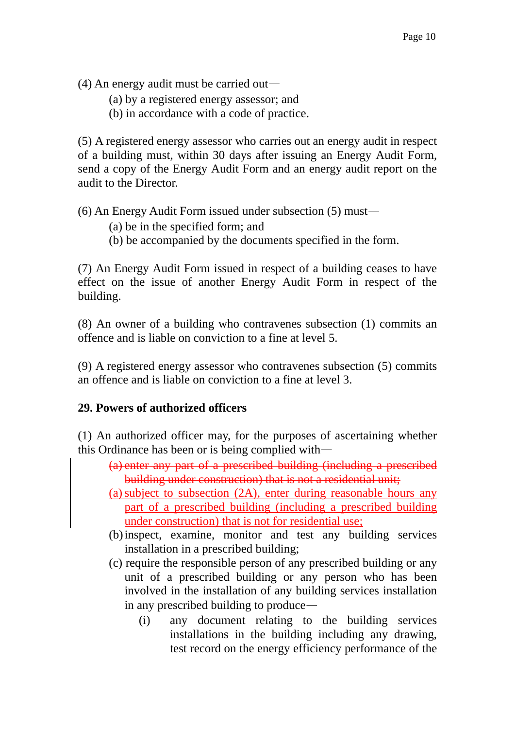(4) An energy audit must be carried out—

(a) by a registered energy assessor; and

(b) in accordance with a code of practice.

(5) A registered energy assessor who carries out an energy audit in respect of a building must, within 30 days after issuing an Energy Audit Form, send a copy of the Energy Audit Form and an energy audit report on the audit to the Director.

(6) An Energy Audit Form issued under subsection (5) must—

(a) be in the specified form; and

(b) be accompanied by the documents specified in the form.

(7) An Energy Audit Form issued in respect of a building ceases to have effect on the issue of another Energy Audit Form in respect of the building.

(8) An owner of a building who contravenes subsection (1) commits an offence and is liable on conviction to a fine at level 5.

(9) A registered energy assessor who contravenes subsection (5) commits an offence and is liable on conviction to a fine at level 3.

**29. Powers of authorized officers**

(1) An authorized officer may, for the purposes of ascertaining whether this Ordinance has been or is being complied with—

~~(a) enter any part of a prescribed building (including a prescribed building under construction) that is not a residential unit;~~

(a) subject to subsection (2A), enter during reasonable hours any part of a prescribed building (including a prescribed building under construction) that is not for residential use;

(b) inspect, examine, monitor and test any building services installation in a prescribed building;

(c) require the responsible person of any prescribed building or any unit of a prescribed building or any person who has been involved in the installation of any building services installation in any prescribed building to produce—

(i) any document relating to the building services installations in the building including any drawing, test record on the energy efficiency performance of the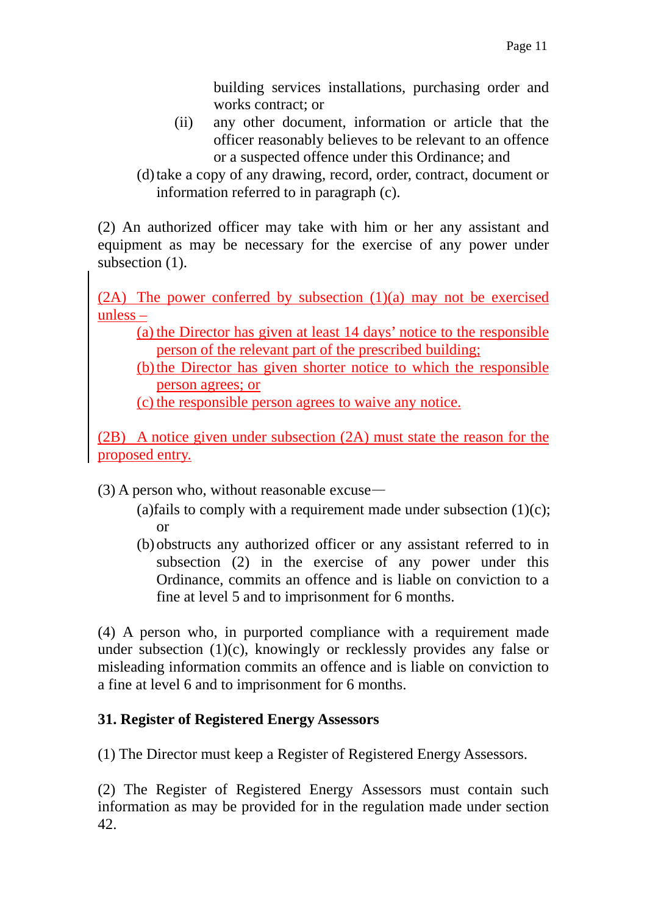building services installations, purchasing order and works contract; or

(ii) any other document, information or article that the officer reasonably believes to be relevant to an offence or a suspected offence under this Ordinance; and

(d) take a copy of any drawing, record, order, contract, document or information referred to in paragraph (c).

(2) An authorized officer may take with him or her any assistant and equipment as may be necessary for the exercise of any power under subsection (1).

<u>(2A) The power conferred by subsection (1)(a) may not be exercised unless –</u>

<u>(a) the Director has given at least 14 days' notice to the responsible person of the relevant part of the prescribed building;</u>

<u>(b) the Director has given shorter notice to which the responsible person agrees; or</u>

<u>(c) the responsible person agrees to waive any notice.</u>

<u>(2B) A notice given under subsection (2A) must state the reason for the proposed entry.</u>

(3) A person who, without reasonable excuse—

(a) fails to comply with a requirement made under subsection (1)(c); or

(b) obstructs any authorized officer or any assistant referred to in subsection (2) in the exercise of any power under this Ordinance, commits an offence and is liable on conviction to a fine at level 5 and to imprisonment for 6 months.

(4) A person who, in purported compliance with a requirement made under subsection (1)(c), knowingly or recklessly provides any false or misleading information commits an offence and is liable on conviction to a fine at level 6 and to imprisonment for 6 months.

**31. Register of Registered Energy Assessors**

(1) The Director must keep a Register of Registered Energy Assessors.

(2) The Register of Registered Energy Assessors must contain such information as may be provided for in the regulation made under section 42.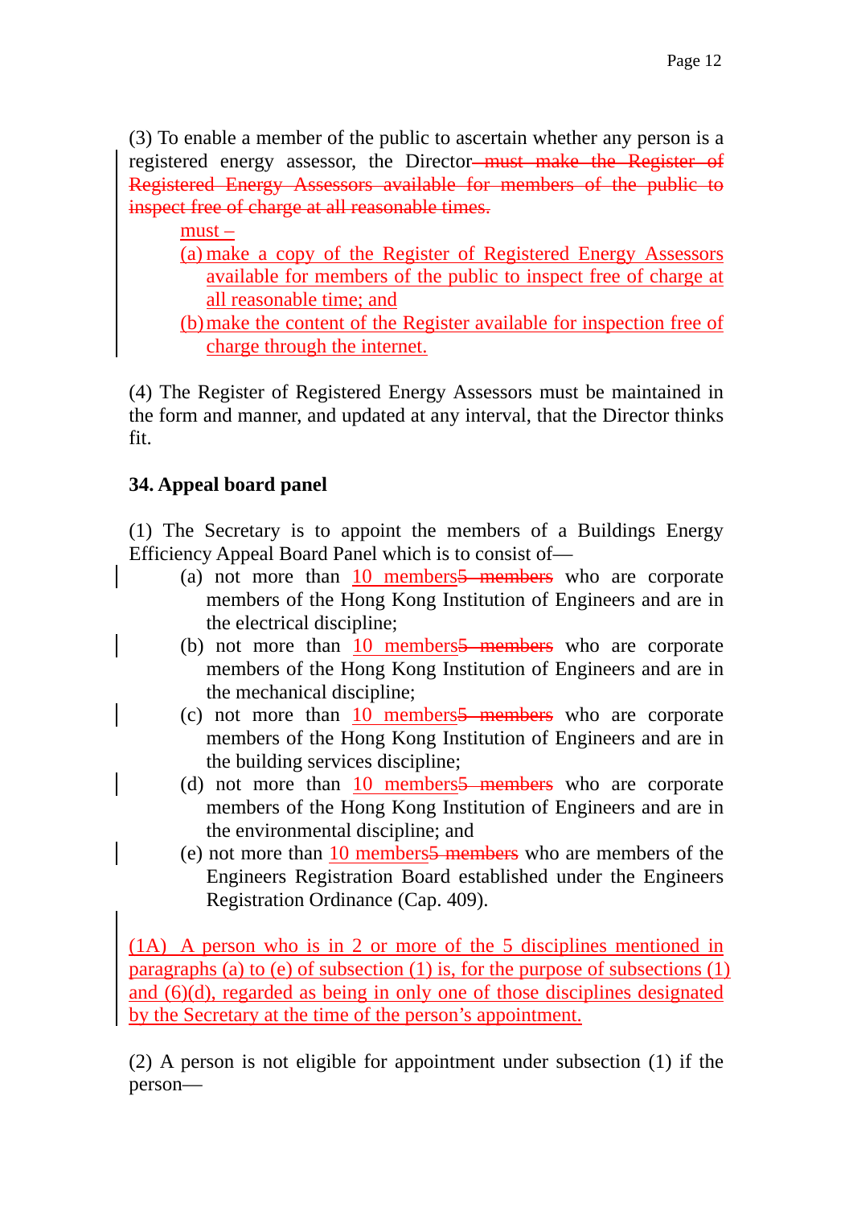(3) To enable a member of the public to ascertain whether any person is a registered energy assessor, the Director ~~must make the Register of Registered Energy Assessors available for members of the public to inspect free of charge at all reasonable times.~~

must –

(a) make a copy of the Register of Registered Energy Assessors available for members of the public to inspect free of charge at all reasonable time; and

(b) make the content of the Register available for inspection free of charge through the internet.

(4) The Register of Registered Energy Assessors must be maintained in the form and manner, and updated at any interval, that the Director thinks fit.

**34. Appeal board panel**

(1) The Secretary is to appoint the members of a Buildings Energy Efficiency Appeal Board Panel which is to consist of—

(a) not more than 10 members~~5 members~~ who are corporate members of the Hong Kong Institution of Engineers and are in the electrical discipline;

(b) not more than 10 members~~5 members~~ who are corporate members of the Hong Kong Institution of Engineers and are in the mechanical discipline;

(c) not more than 10 members~~5 members~~ who are corporate members of the Hong Kong Institution of Engineers and are in the building services discipline;

(d) not more than 10 members~~5 members~~ who are corporate members of the Hong Kong Institution of Engineers and are in the environmental discipline; and

(e) not more than 10 members~~5 members~~ who are members of the Engineers Registration Board established under the Engineers Registration Ordinance (Cap. 409).

(1A) A person who is in 2 or more of the 5 disciplines mentioned in paragraphs (a) to (e) of subsection (1) is, for the purpose of subsections (1) and (6)(d), regarded as being in only one of those disciplines designated by the Secretary at the time of the person's appointment.

(2) A person is not eligible for appointment under subsection (1) if the person—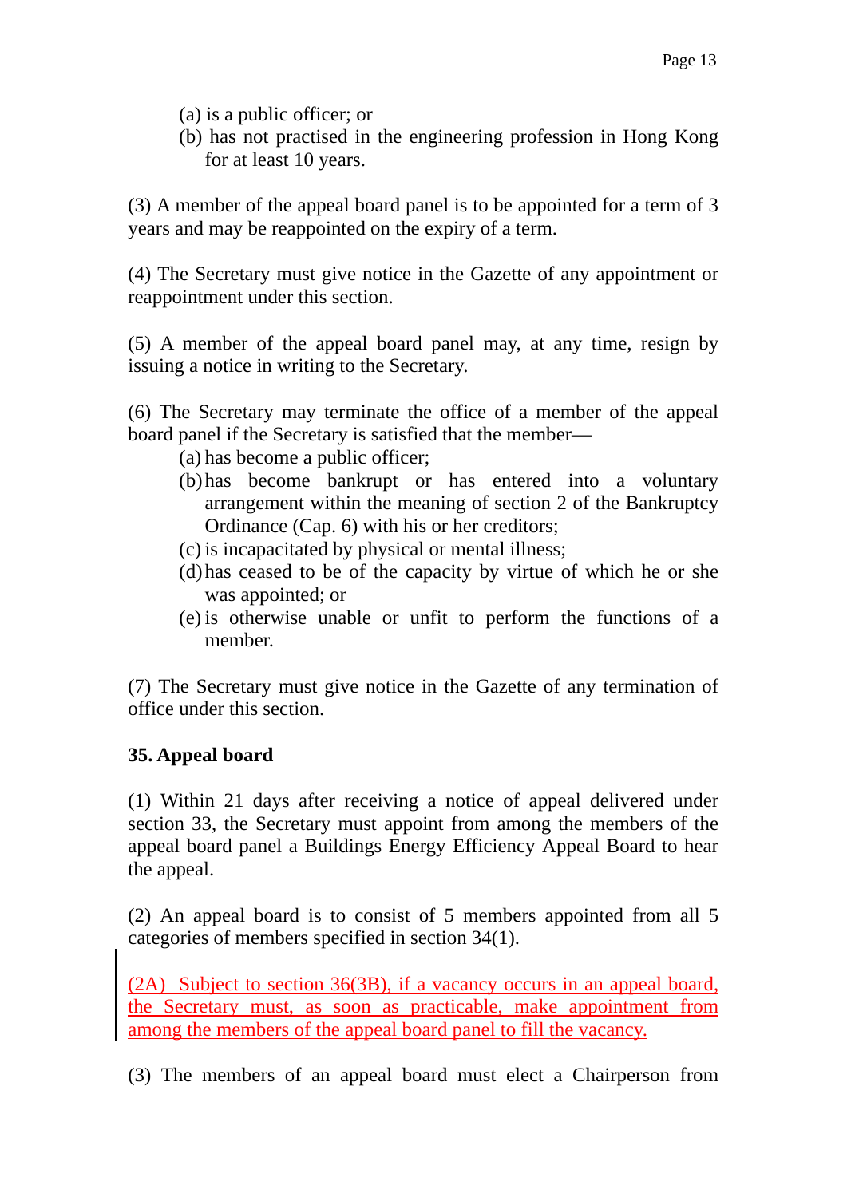(a) is a public officer; or

(b) has not practised in the engineering profession in Hong Kong for at least 10 years.

(3) A member of the appeal board panel is to be appointed for a term of 3 years and may be reappointed on the expiry of a term.

(4) The Secretary must give notice in the Gazette of any appointment or reappointment under this section.

(5) A member of the appeal board panel may, at any time, resign by issuing a notice in writing to the Secretary.

(6) The Secretary may terminate the office of a member of the appeal board panel if the Secretary is satisfied that the member—

(a) has become a public officer;

(b) has become bankrupt or has entered into a voluntary arrangement within the meaning of section 2 of the Bankruptcy Ordinance (Cap. 6) with his or her creditors;

(c) is incapacitated by physical or mental illness;

(d) has ceased to be of the capacity by virtue of which he or she was appointed; or

(e) is otherwise unable or unfit to perform the functions of a member.

(7) The Secretary must give notice in the Gazette of any termination of office under this section.

**35. Appeal board**

(1) Within 21 days after receiving a notice of appeal delivered under section 33, the Secretary must appoint from among the members of the appeal board panel a Buildings Energy Efficiency Appeal Board to hear the appeal.

(2) An appeal board is to consist of 5 members appointed from all 5 categories of members specified in section 34(1).

(2A) Subject to section 36(3B), if a vacancy occurs in an appeal board, the Secretary must, as soon as practicable, make appointment from among the members of the appeal board panel to fill the vacancy.

(3) The members of an appeal board must elect a Chairperson from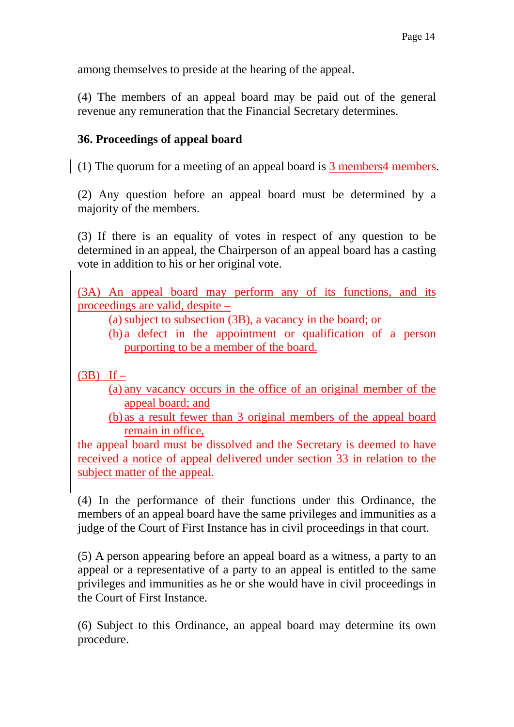among themselves to preside at the hearing of the appeal.

(4) The members of an appeal board may be paid out of the general revenue any remuneration that the Financial Secretary determines.

**36. Proceedings of appeal board**

(1) The quorum for a meeting of an appeal board is 3 members~~4 members~~.

(2) Any question before an appeal board must be determined by a majority of the members.

(3) If there is an equality of votes in respect of any question to be determined in an appeal, the Chairperson of an appeal board has a casting vote in addition to his or her original vote.

(3A) An appeal board may perform any of its functions, and its proceedings are valid, despite –

(a) subject to subsection (3B), a vacancy in the board; or

(b) a defect in the appointment or qualification of a person purporting to be a member of the board.

(3B) If –

(a) any vacancy occurs in the office of an original member of the appeal board; and

(b) as a result fewer than 3 original members of the appeal board remain in office,

the appeal board must be dissolved and the Secretary is deemed to have received a notice of appeal delivered under section 33 in relation to the subject matter of the appeal.

(4) In the performance of their functions under this Ordinance, the members of an appeal board have the same privileges and immunities as a judge of the Court of First Instance has in civil proceedings in that court.

(5) A person appearing before an appeal board as a witness, a party to an appeal or a representative of a party to an appeal is entitled to the same privileges and immunities as he or she would have in civil proceedings in the Court of First Instance.

(6) Subject to this Ordinance, an appeal board may determine its own procedure.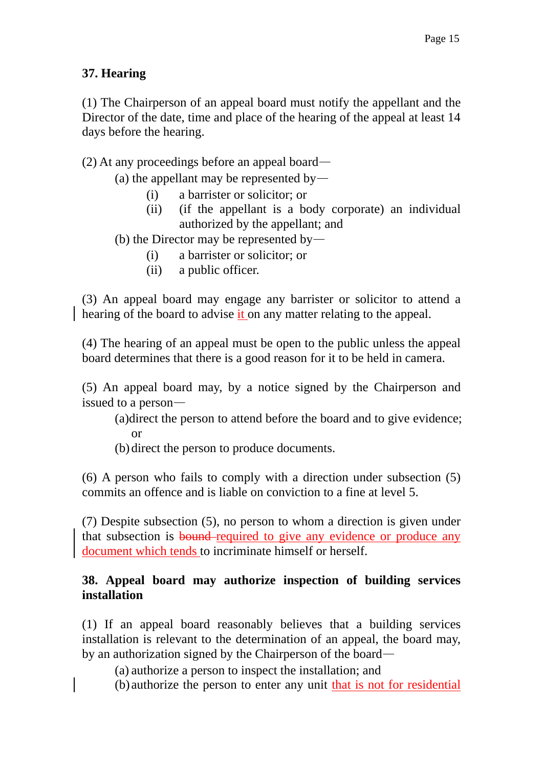### 37. Hearing

(1) The Chairperson of an appeal board must notify the appellant and the Director of the date, time and place of the hearing of the appeal at least 14 days before the hearing.

(2) At any proceedings before an appeal board—

(a) the appellant may be represented by—

(i) a barrister or solicitor; or

(ii) (if the appellant is a body corporate) an individual authorized by the appellant; and

(b) the Director may be represented by—

(i) a barrister or solicitor; or

(ii) a public officer.

(3) An appeal board may engage any barrister or solicitor to attend a hearing of the board to advise it on any matter relating to the appeal.

(4) The hearing of an appeal must be open to the public unless the appeal board determines that there is a good reason for it to be held in camera.

(5) An appeal board may, by a notice signed by the Chairperson and issued to a person—

(a) direct the person to attend before the board and to give evidence; or

(b) direct the person to produce documents.

(6) A person who fails to comply with a direction under subsection (5) commits an offence and is liable on conviction to a fine at level 5.

(7) Despite subsection (5), no person to whom a direction is given under that subsection is ~~bound~~ required to give any evidence or produce any document which tends to incriminate himself or herself.

### 38. Appeal board may authorize inspection of building services installation

(1) If an appeal board reasonably believes that a building services installation is relevant to the determination of an appeal, the board may, by an authorization signed by the Chairperson of the board—

(a) authorize a person to inspect the installation; and

(b) authorize the person to enter any unit that is not for residential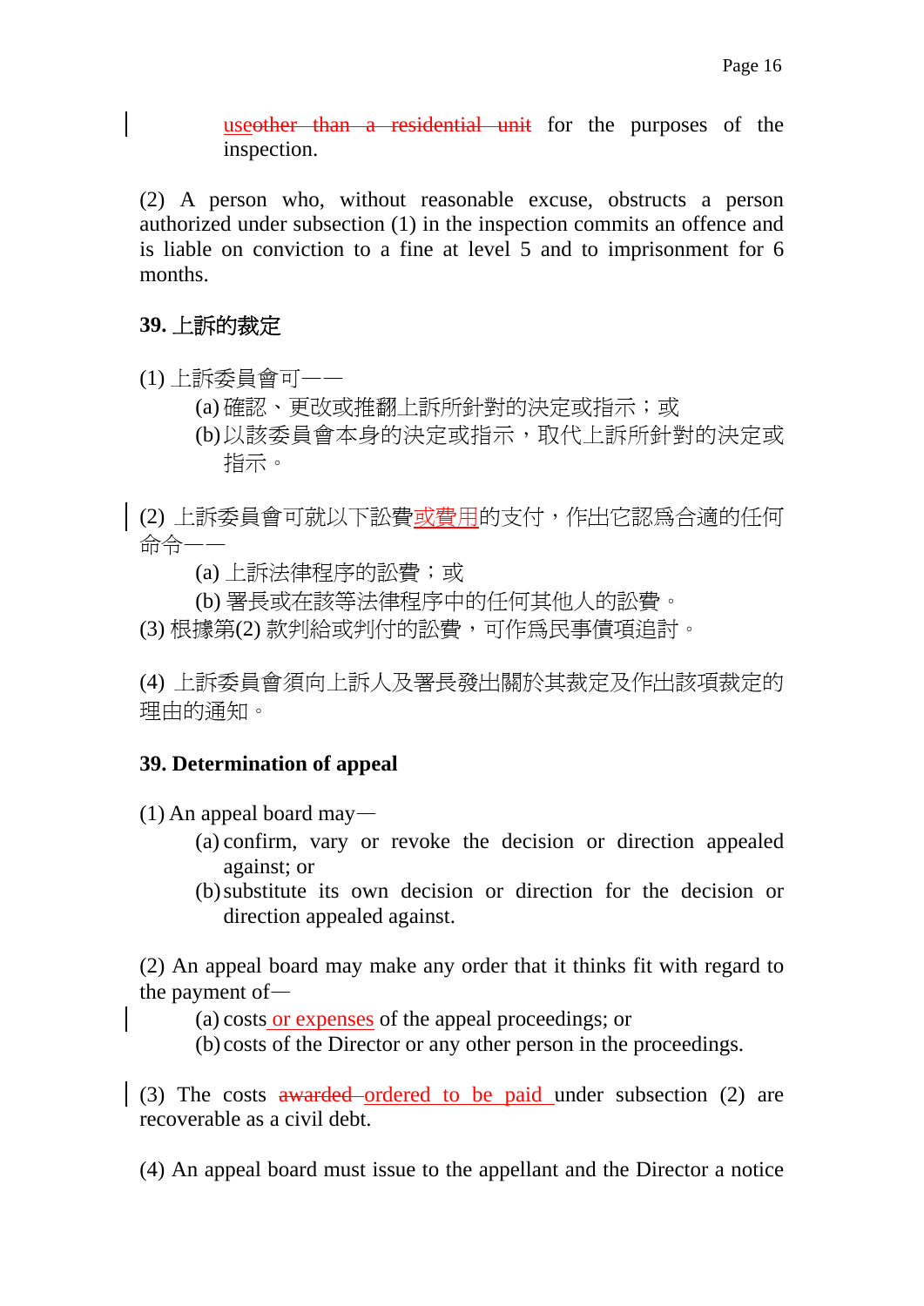~~use~~other than a residential unit for the purposes of the inspection.

(2) A person who, without reasonable excuse, obstructs a person authorized under subsection (1) in the inspection commits an offence and is liable on conviction to a fine at level 5 and to imprisonment for 6 months.

**39. 上訴的裁定**

(1) 上訴委員會可——

(a) 確認、更改或推翻上訴所針對的決定或指示；或

(b) 以該委員會本身的決定或指示，取代上訴所針對的決定或指示。

(2) 上訴委員會可就以下訟費或費用的支付，作出它認爲合適的任何命令——

(a) 上訴法律程序的訟費；或

(b) 署長或在該等法律程序中的任何其他人的訟費。

(3) 根據第(2) 款判給或判付的訟費，可作爲民事債項追討。

(4) 上訴委員會須向上訴人及署長發出關於其裁定及作出該項裁定的理由的通知。

**39. Determination of appeal**

(1) An appeal board may—

(a) confirm, vary or revoke the decision or direction appealed against; or

(b) substitute its own decision or direction for the decision or direction appealed against.

(2) An appeal board may make any order that it thinks fit with regard to the payment of—

(a) costs or expenses of the appeal proceedings; or

(b) costs of the Director or any other person in the proceedings.

(3) The costs ~~awarded~~ ordered to be paid under subsection (2) are recoverable as a civil debt.

(4) An appeal board must issue to the appellant and the Director a notice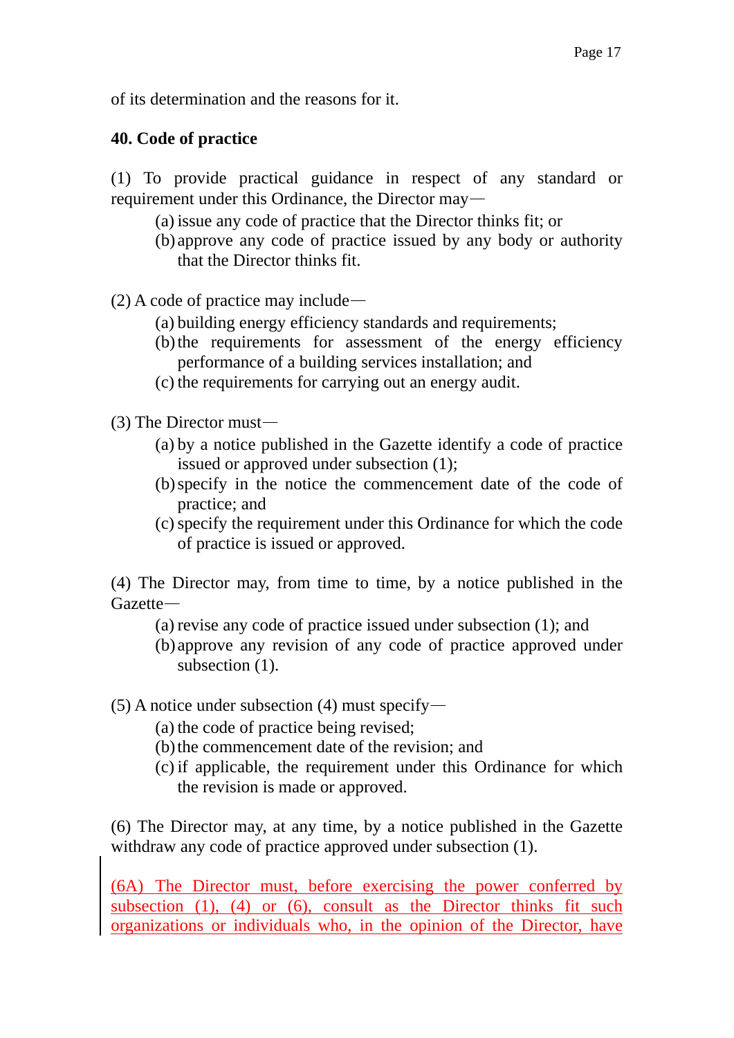of its determination and the reasons for it.

**40. Code of practice**

(1) To provide practical guidance in respect of any standard or requirement under this Ordinance, the Director may—

(a) issue any code of practice that the Director thinks fit; or

(b) approve any code of practice issued by any body or authority that the Director thinks fit.

(2) A code of practice may include—

(a) building energy efficiency standards and requirements;

(b) the requirements for assessment of the energy efficiency performance of a building services installation; and

(c) the requirements for carrying out an energy audit.

(3) The Director must—

(a) by a notice published in the Gazette identify a code of practice issued or approved under subsection (1);

(b) specify in the notice the commencement date of the code of practice; and

(c) specify the requirement under this Ordinance for which the code of practice is issued or approved.

(4) The Director may, from time to time, by a notice published in the Gazette—

(a) revise any code of practice issued under subsection (1); and

(b) approve any revision of any code of practice approved under subsection (1).

(5) A notice under subsection (4) must specify—

(a) the code of practice being revised;

(b) the commencement date of the revision; and

(c) if applicable, the requirement under this Ordinance for which the revision is made or approved.

(6) The Director may, at any time, by a notice published in the Gazette withdraw any code of practice approved under subsection (1).

(6A) The Director must, before exercising the power conferred by subsection (1), (4) or (6), consult as the Director thinks fit such organizations or individuals who, in the opinion of the Director, have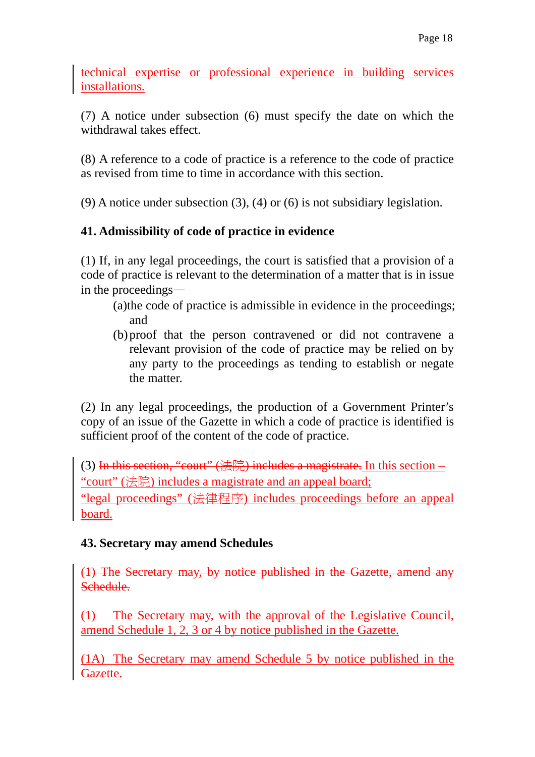technical expertise or professional experience in building services installations.

(7) A notice under subsection (6) must specify the date on which the withdrawal takes effect.

(8) A reference to a code of practice is a reference to the code of practice as revised from time to time in accordance with this section.

(9) A notice under subsection (3), (4) or (6) is not subsidiary legislation.

**41. Admissibility of code of practice in evidence**

(1) If, in any legal proceedings, the court is satisfied that a provision of a code of practice is relevant to the determination of a matter that is in issue in the proceedings—

(a) the code of practice is admissible in evidence in the proceedings; and

(b) proof that the person contravened or did not contravene a relevant provision of the code of practice may be relied on by any party to the proceedings as tending to establish or negate the matter.

(2) In any legal proceedings, the production of a Government Printer's copy of an issue of the Gazette in which a code of practice is identified is sufficient proof of the content of the code of practice.

(3) ~~In this section, "court" (法院) includes a magistrate.~~ In this section –
"court" (法院) includes a magistrate and an appeal board;
"legal proceedings" (法律程序) includes proceedings before an appeal board.

**43. Secretary may amend Schedules**

~~(1) The Secretary may, by notice published in the Gazette, amend any Schedule.~~

(1) The Secretary may, with the approval of the Legislative Council, amend Schedule 1, 2, 3 or 4 by notice published in the Gazette.

(1A) The Secretary may amend Schedule 5 by notice published in the Gazette.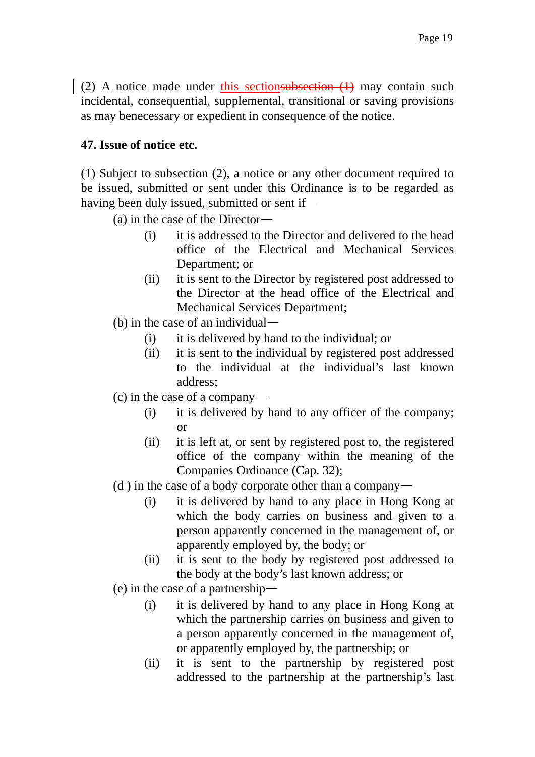(2) A notice made under this section~~subsection (1)~~ may contain such incidental, consequential, supplemental, transitional or saving provisions as may benecessary or expedient in consequence of the notice.

**47. Issue of notice etc.**

(1) Subject to subsection (2), a notice or any other document required to be issued, submitted or sent under this Ordinance is to be regarded as having been duly issued, submitted or sent if—

(a) in the case of the Director—

(i) it is addressed to the Director and delivered to the head office of the Electrical and Mechanical Services Department; or

(ii) it is sent to the Director by registered post addressed to the Director at the head office of the Electrical and Mechanical Services Department;

(b) in the case of an individual—

(i) it is delivered by hand to the individual; or

(ii) it is sent to the individual by registered post addressed to the individual at the individual's last known address;

(c) in the case of a company—

(i) it is delivered by hand to any officer of the company; or

(ii) it is left at, or sent by registered post to, the registered office of the company within the meaning of the Companies Ordinance (Cap. 32);

(d ) in the case of a body corporate other than a company—

(i) it is delivered by hand to any place in Hong Kong at which the body carries on business and given to a person apparently concerned in the management of, or apparently employed by, the body; or

(ii) it is sent to the body by registered post addressed to the body at the body's last known address; or

(e) in the case of a partnership—

(i) it is delivered by hand to any place in Hong Kong at which the partnership carries on business and given to a person apparently concerned in the management of, or apparently employed by, the partnership; or

(ii) it is sent to the partnership by registered post addressed to the partnership at the partnership's last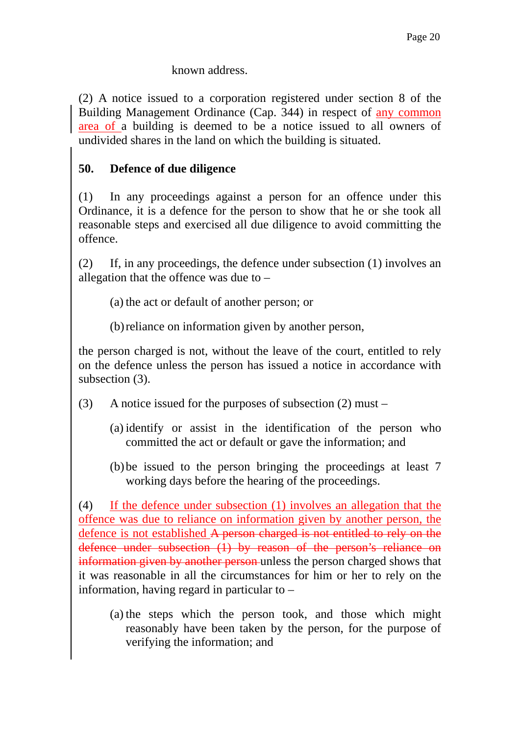known address.

(2) A notice issued to a corporation registered under section 8 of the Building Management Ordinance (Cap. 344) in respect of any common area of a building is deemed to be a notice issued to all owners of undivided shares in the land on which the building is situated.

**50. Defence of due diligence**

(1) In any proceedings against a person for an offence under this Ordinance, it is a defence for the person to show that he or she took all reasonable steps and exercised all due diligence to avoid committing the offence.

(2) If, in any proceedings, the defence under subsection (1) involves an allegation that the offence was due to –

(a) the act or default of another person; or

(b) reliance on information given by another person,

the person charged is not, without the leave of the court, entitled to rely on the defence unless the person has issued a notice in accordance with subsection (3).

(3) A notice issued for the purposes of subsection (2) must –

(a) identify or assist in the identification of the person who committed the act or default or gave the information; and

(b) be issued to the person bringing the proceedings at least 7 working days before the hearing of the proceedings.

(4) If the defence under subsection (1) involves an allegation that the offence was due to reliance on information given by another person, the defence is not established ~~A person charged is not entitled to rely on the defence under subsection (1) by reason of the person's reliance on information given by another person~~ unless the person charged shows that it was reasonable in all the circumstances for him or her to rely on the information, having regard in particular to –

(a) the steps which the person took, and those which might reasonably have been taken by the person, for the purpose of verifying the information; and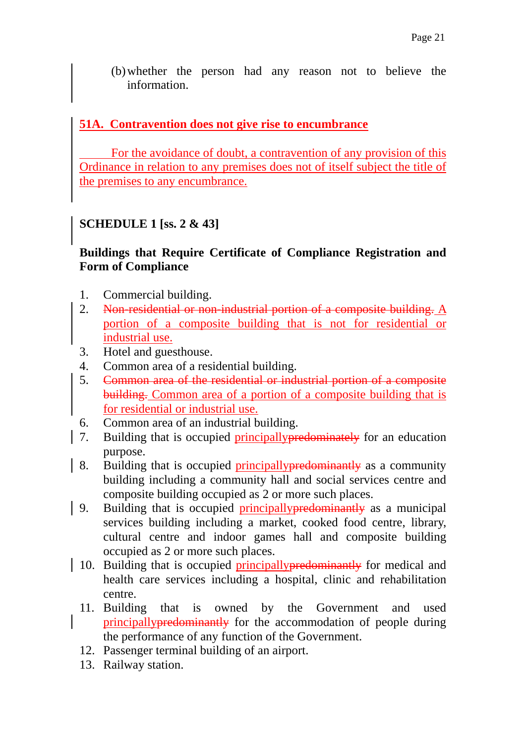(b) whether the person had any reason not to believe the information.

**51A. Contravention does not give rise to encumbrance**

For the avoidance of doubt, a contravention of any provision of this Ordinance in relation to any premises does not of itself subject the title of the premises to any encumbrance.

**SCHEDULE 1 [ss. 2 & 43]**

**Buildings that Require Certificate of Compliance Registration and Form of Compliance**

1. Commercial building.
2. ~~Non-residential or non-industrial portion of a composite building.~~ A portion of a composite building that is not for residential or industrial use.
3. Hotel and guesthouse.
4. Common area of a residential building.
5. ~~Common area of the residential or industrial portion of a composite building.~~ Common area of a portion of a composite building that is for residential or industrial use.
6. Common area of an industrial building.
7. Building that is occupied principally~~predominately~~ for an education purpose.
8. Building that is occupied principally~~predominantly~~ as a community building including a community hall and social services centre and composite building occupied as 2 or more such places.
9. Building that is occupied principally~~predominantly~~ as a municipal services building including a market, cooked food centre, library, cultural centre and indoor games hall and composite building occupied as 2 or more such places.
10. Building that is occupied principally~~predominantly~~ for medical and health care services including a hospital, clinic and rehabilitation centre.
11. Building that is owned by the Government and used principally~~predominantly~~ for the accommodation of people during the performance of any function of the Government.
12. Passenger terminal building of an airport.
13. Railway station.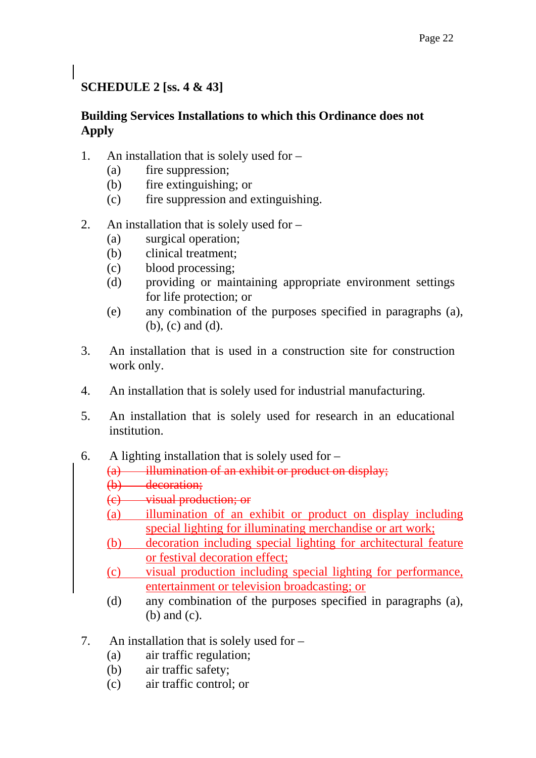**SCHEDULE 2 [ss. 4 & 43]**

**Building Services Installations to which this Ordinance does not Apply**

1. An installation that is solely used for –
   (a) fire suppression;
   (b) fire extinguishing; or
   (c) fire suppression and extinguishing.

2. An installation that is solely used for –
   (a) surgical operation;
   (b) clinical treatment;
   (c) blood processing;
   (d) providing or maintaining appropriate environment settings for life protection; or
   (e) any combination of the purposes specified in paragraphs (a), (b), (c) and (d).

3. An installation that is used in a construction site for construction work only.

4. An installation that is solely used for industrial manufacturing.

5. An installation that is solely used for research in an educational institution.

6. A lighting installation that is solely used for –
   ~~(a) illumination of an exhibit or product on display;~~
   ~~(b) decoration;~~
   ~~(c) visual production; or~~
   <u>(a) illumination of an exhibit or product on display including special lighting for illuminating merchandise or art work;</u>
   <u>(b) decoration including special lighting for architectural feature or festival decoration effect;</u>
   <u>(c) visual production including special lighting for performance, entertainment or television broadcasting; or</u>
   (d) any combination of the purposes specified in paragraphs (a), (b) and (c).

7. An installation that is solely used for –
   (a) air traffic regulation;
   (b) air traffic safety;
   (c) air traffic control; or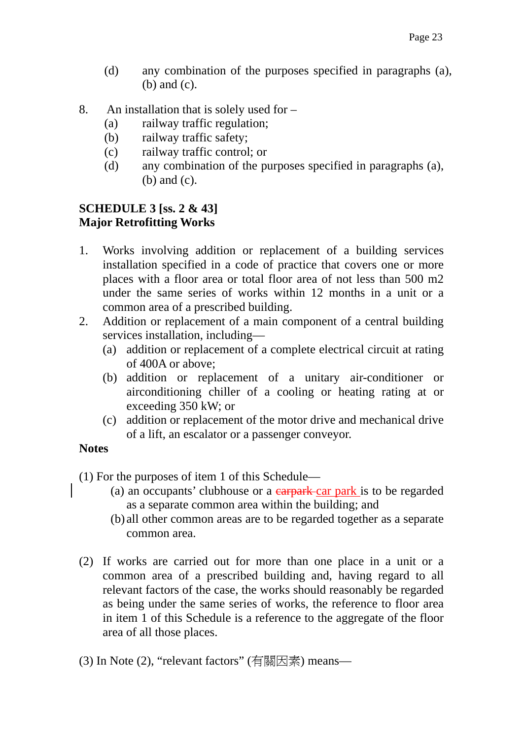(d) any combination of the purposes specified in paragraphs (a), (b) and (c).

8. An installation that is solely used for –
   (a) railway traffic regulation;
   (b) railway traffic safety;
   (c) railway traffic control; or
   (d) any combination of the purposes specified in paragraphs (a), (b) and (c).

**SCHEDULE 3 [ss. 2 & 43]**
**Major Retrofitting Works**

1. Works involving addition or replacement of a building services installation specified in a code of practice that covers one or more places with a floor area or total floor area of not less than 500 m2 under the same series of works within 12 months in a unit or a common area of a prescribed building.
2. Addition or replacement of a main component of a central building services installation, including—
   (a) addition or replacement of a complete electrical circuit at rating of 400A or above;
   (b) addition or replacement of a unitary air-conditioner or airconditioning chiller of a cooling or heating rating at or exceeding 350 kW; or
   (c) addition or replacement of the motor drive and mechanical drive of a lift, an escalator or a passenger conveyor.

**Notes**

(1) For the purposes of item 1 of this Schedule—
   (a) an occupants' clubhouse or a ~~carpark~~ car park is to be regarded as a separate common area within the building; and
   (b) all other common areas are to be regarded together as a separate common area.

(2) If works are carried out for more than one place in a unit or a common area of a prescribed building and, having regard to all relevant factors of the case, the works should reasonably be regarded as being under the same series of works, the reference to floor area in item 1 of this Schedule is a reference to the aggregate of the floor area of all those places.

(3) In Note (2), "relevant factors" (有關因素) means—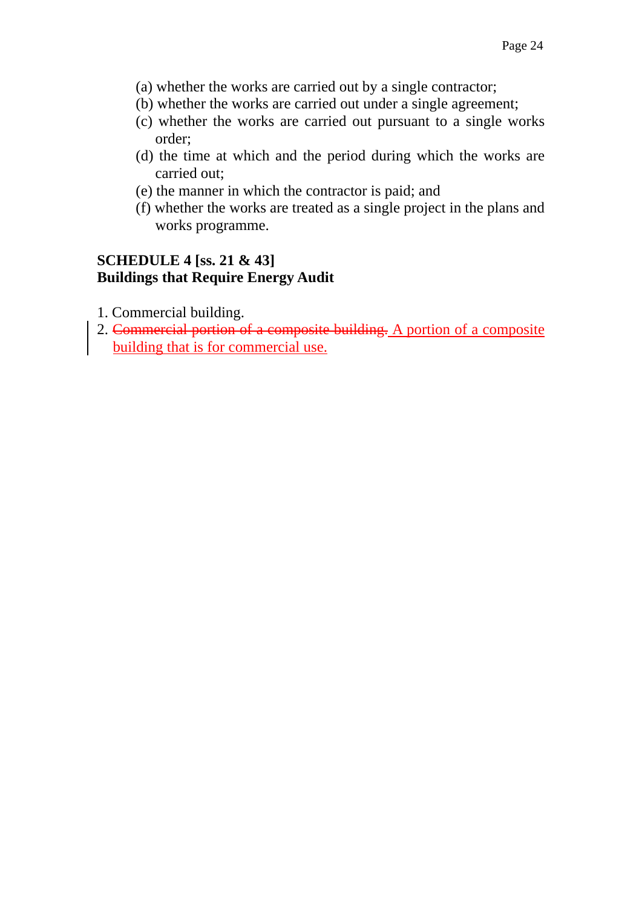(a) whether the works are carried out by a single contractor;
(b) whether the works are carried out under a single agreement;
(c) whether the works are carried out pursuant to a single works order;
(d) the time at which and the period during which the works are carried out;
(e) the manner in which the contractor is paid; and
(f) whether the works are treated as a single project in the plans and works programme.

**SCHEDULE 4 [ss. 21 & 43]**
**Buildings that Require Energy Audit**

1. Commercial building.
2. ~~Commercial portion of a composite building.~~ A portion of a composite building that is for commercial use.